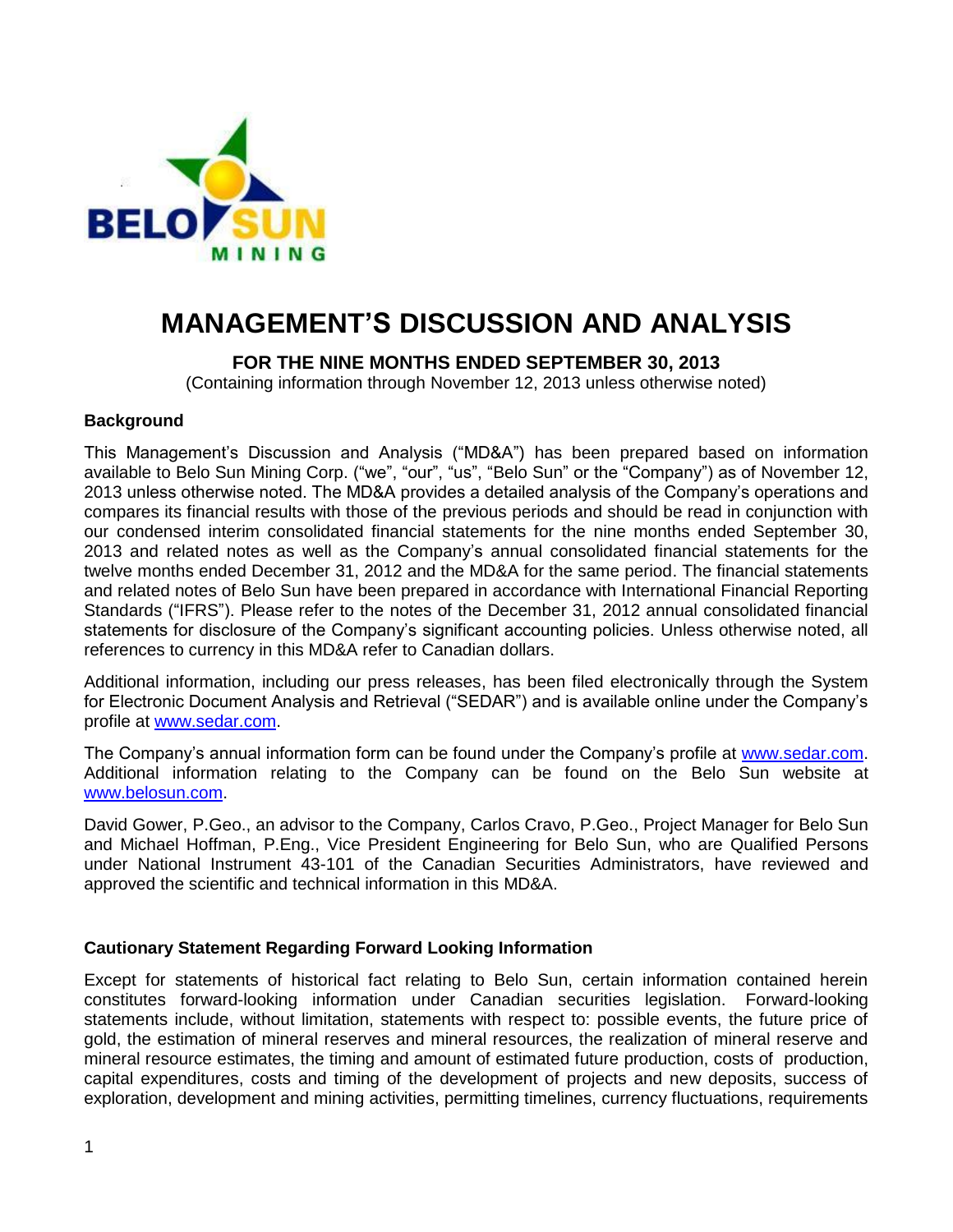# MANAGEMENT'S DISCUSSION AND ANALYSIS

**FOR THE NINE MONTHS ENDED SEPTEMBER 30, 2013**

(Containing information through November 12, 2013 unless otherwise noted)

### Background

This Management's Discussion and Analysis ("MD&A") has been prepared based on information available to Belo Sun Mining Corp. ("we", "our", "us", "Belo Sun" or the "Company") as of November 12, 2013 unless otherwise noted. The MD&A provides a detailed analysis of the Company's operations and compares its financial results with those of the previous periods and should be read in conjunction with our condensed interim consolidated financial statements for the nine months ended September 30, 2013 and related notes as well as the Company's annual consolidated financial statements for the twelve months ended December 31, 2012 and the MD&A for the same period. The financial statements and related notes of Belo Sun have been prepared in accordance with International Financial Reporting Standards ("IFRS"). Please refer to the notes of the December 31, 2012 annual consolidated financial statements for disclosure of the Company's significant accounting policies. Unless otherwise noted, all references to currency in this MD&A refer to Canadian dollars.

Additional information, including our press releases, has been filed electronically through the System for Electronic Document Analysis and Retrieval ("SEDAR") and is available online under the Company's profile at www.sedar.com.

The Company's annual information form can be found under the Company's profile at www.sedar.com. Additional information relating to the Company can be found on the Belo Sun website at www.belosun.com.

David Gower, P.Geo., an advisor to the Company, Carlos Cravo, P.Geo., Project Manager for Belo Sun and Michael Hoffman, P.Eng., Vice President Engineering for Belo Sun, who are Qualified Persons under National Instrument 43-101 of the Canadian Securities Administrators, have reviewed and approved the scientific and technical information in this MD&A.

### Cautionary Statement Regarding Forward Looking Information

Except for statements of historical fact relating to Belo Sun, certain information contained herein constitutes forward-looking information under Canadian securities legislation. Forward-looking statements include, without limitation, statements with respect to: possible events, the future price of gold, the estimation of mineral reserves and mineral resources, the realization of mineral reserve and mineral resource estimates, the timing and amount of estimated future production, costs of production, capital expenditures, costs and timing of the development of projects and new deposits, success of exploration, development and mining activities, permitting timelines, currency fluctuations, requirements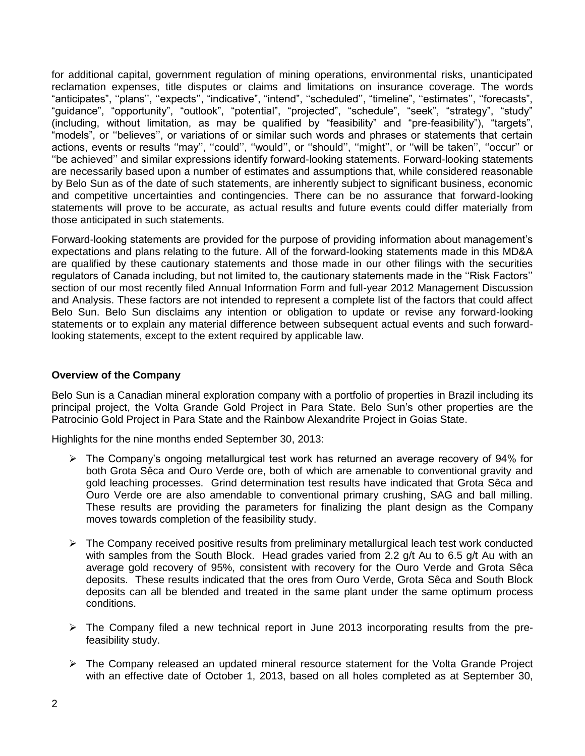for additional capital, government regulation of mining operations, environmental risks, unanticipated reclamation expenses, title disputes or claims and limitations on insurance coverage. The words “anticipates”, ‘‘plans’’, ‘‘expects’’, “indicative”, “intend”, ‘‘scheduled’’, “timeline”, ‘‘estimates’’, ‘‘forecasts”, “guidance”, “opportunity”, “outlook”, “potential”, “projected”, “schedule”, “seek”, “strategy”, “study” (including, without limitation, as may be qualified by “feasibility” and “pre-feasibility”), “targets”, “models”, or ‘‘believes’’, or variations of or similar such words and phrases or statements that certain actions, events or results ‘‘may’’, ‘‘could’’, ‘‘would’’, or ‘‘should’’, ‘‘might’’, or ‘‘will be taken’’, ‘‘occur’’ or ‘‘be achieved’’ and similar expressions identify forward-looking statements. Forward-looking statements are necessarily based upon a number of estimates and assumptions that, while considered reasonable by Belo Sun as of the date of such statements, are inherently subject to significant business, economic and competitive uncertainties and contingencies. There can be no assurance that forward-looking statements will prove to be accurate, as actual results and future events could differ materially from those anticipated in such statements.

Forward-looking statements are provided for the purpose of providing information about management’s expectations and plans relating to the future. All of the forward-looking statements made in this MD&A are qualified by these cautionary statements and those made in our other filings with the securities regulators of Canada including, but not limited to, the cautionary statements made in the ‘‘Risk Factors’’ section of our most recently filed Annual Information Form and full-year 2012 Management Discussion and Analysis. These factors are not intended to represent a complete list of the factors that could affect Belo Sun. Belo Sun disclaims any intention or obligation to update or revise any forward-looking statements or to explain any material difference between subsequent actual events and such forward-looking statements, except to the extent required by applicable law.

**Overview of the Company**

Belo Sun is a Canadian mineral exploration company with a portfolio of properties in Brazil including its principal project, the Volta Grande Gold Project in Para State. Belo Sun’s other properties are the Patrocinio Gold Project in Para State and the Rainbow Alexandrite Project in Goias State.

Highlights for the nine months ended September 30, 2013:

- The Company’s ongoing metallurgical test work has returned an average recovery of 94% for both Grota Sêca and Ouro Verde ore, both of which are amenable to conventional gravity and gold leaching processes. Grind determination test results have indicated that Grota Sêca and Ouro Verde ore are also amendable to conventional primary crushing, SAG and ball milling. These results are providing the parameters for finalizing the plant design as the Company moves towards completion of the feasibility study.

- The Company received positive results from preliminary metallurgical leach test work conducted with samples from the South Block. Head grades varied from 2.2 g/t Au to 6.5 g/t Au with an average gold recovery of 95%, consistent with recovery for the Ouro Verde and Grota Sêca deposits. These results indicated that the ores from Ouro Verde, Grota Sêca and South Block deposits can all be blended and treated in the same plant under the same optimum process conditions.

- The Company filed a new technical report in June 2013 incorporating results from the pre-feasibility study.

- The Company released an updated mineral resource statement for the Volta Grande Project with an effective date of October 1, 2013, based on all holes completed as at September 30,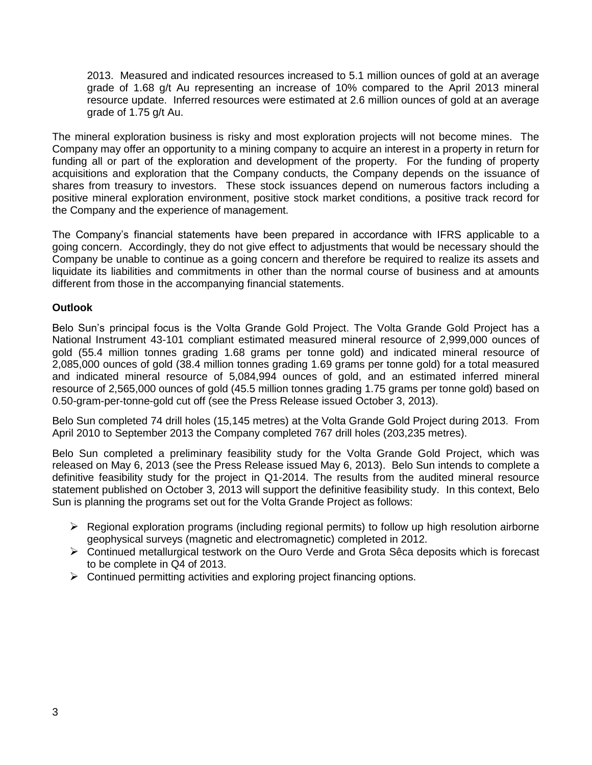2013. Measured and indicated resources increased to 5.1 million ounces of gold at an average grade of 1.68 g/t Au representing an increase of 10% compared to the April 2013 mineral resource update. Inferred resources were estimated at 2.6 million ounces of gold at an average grade of 1.75 g/t Au.

The mineral exploration business is risky and most exploration projects will not become mines. The Company may offer an opportunity to a mining company to acquire an interest in a property in return for funding all or part of the exploration and development of the property. For the funding of property acquisitions and exploration that the Company conducts, the Company depends on the issuance of shares from treasury to investors. These stock issuances depend on numerous factors including a positive mineral exploration environment, positive stock market conditions, a positive track record for the Company and the experience of management.

The Company's financial statements have been prepared in accordance with IFRS applicable to a going concern. Accordingly, they do not give effect to adjustments that would be necessary should the Company be unable to continue as a going concern and therefore be required to realize its assets and liquidate its liabilities and commitments in other than the normal course of business and at amounts different from those in the accompanying financial statements.

**Outlook**

Belo Sun's principal focus is the Volta Grande Gold Project. The Volta Grande Gold Project has a National Instrument 43-101 compliant estimated measured mineral resource of 2,999,000 ounces of gold (55.4 million tonnes grading 1.68 grams per tonne gold) and indicated mineral resource of 2,085,000 ounces of gold (38.4 million tonnes grading 1.69 grams per tonne gold) for a total measured and indicated mineral resource of 5,084,994 ounces of gold, and an estimated inferred mineral resource of 2,565,000 ounces of gold (45.5 million tonnes grading 1.75 grams per tonne gold) based on 0.50-gram-per-tonne-gold cut off (see the Press Release issued October 3, 2013).

Belo Sun completed 74 drill holes (15,145 metres) at the Volta Grande Gold Project during 2013. From April 2010 to September 2013 the Company completed 767 drill holes (203,235 metres).

Belo Sun completed a preliminary feasibility study for the Volta Grande Gold Project, which was released on May 6, 2013 (see the Press Release issued May 6, 2013). Belo Sun intends to complete a definitive feasibility study for the project in Q1-2014. The results from the audited mineral resource statement published on October 3, 2013 will support the definitive feasibility study. In this context, Belo Sun is planning the programs set out for the Volta Grande Project as follows:

- Regional exploration programs (including regional permits) to follow up high resolution airborne geophysical surveys (magnetic and electromagnetic) completed in 2012.
- Continued metallurgical testwork on the Ouro Verde and Grota Sêca deposits which is forecast to be complete in Q4 of 2013.
- Continued permitting activities and exploring project financing options.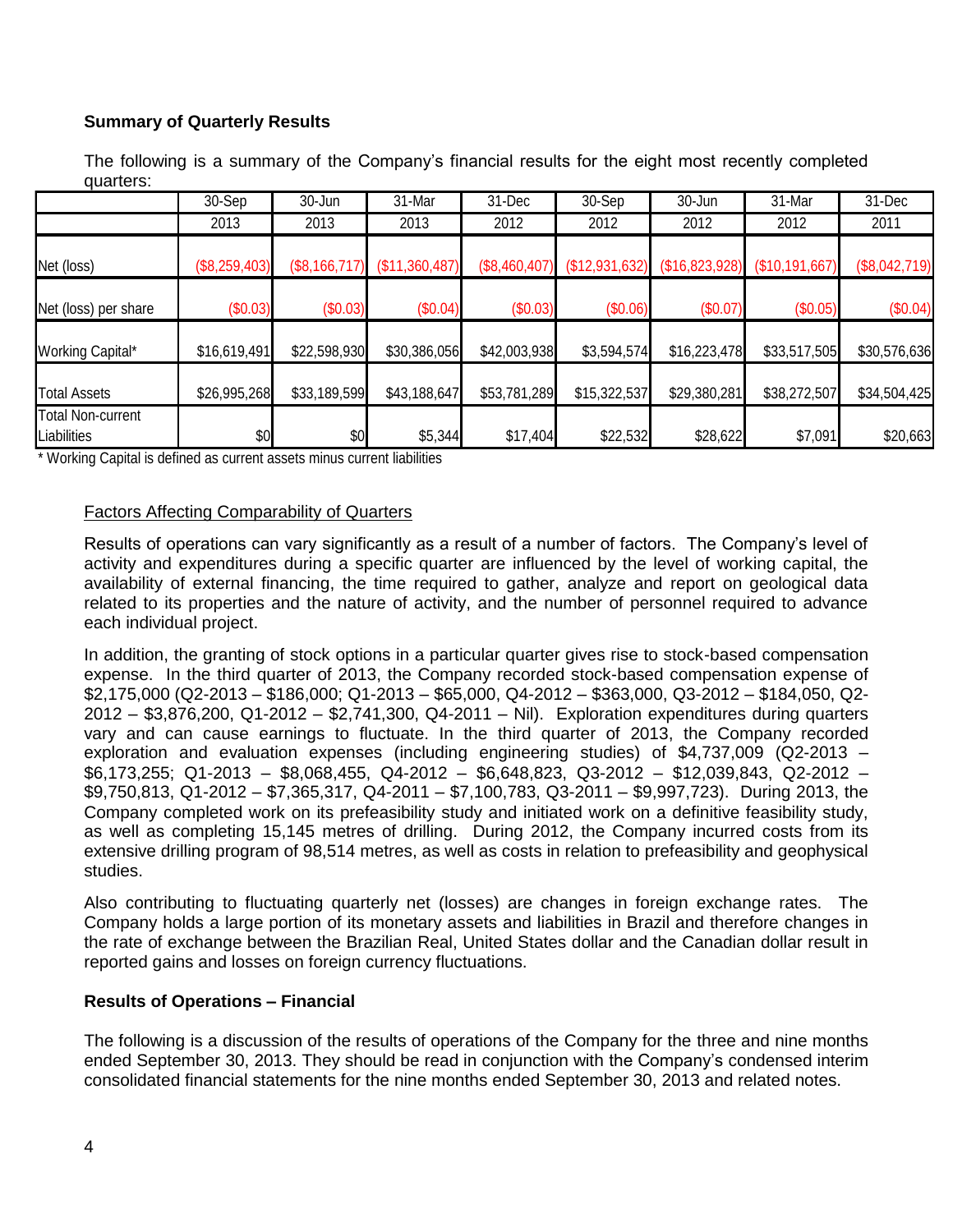**Summary of Quarterly Results**

The following is a summary of the Company's financial results for the eight most recently completed quarters:

| | 30-Sep | 30-Jun | 31-Mar | 31-Dec | 30-Sep | 30-Jun | 31-Mar | 31-Dec |
|---|---|---|---|---|---|---|---|---|
| | 2013 | 2013 | 2013 | 2012 | 2012 | 2012 | 2012 | 2011 |
| Net (loss) | ($8,259,403) | ($8,166,717) | ($11,360,487) | ($8,460,407) | ($12,931,632) | ($16,823,928) | ($10,191,667) | ($8,042,719) |
| Net (loss) per share | ($0.03) | ($0.03) | ($0.04) | ($0.03) | ($0.06) | ($0.07) | ($0.05) | ($0.04) |
| Working Capital* | $16,619,491 | $22,598,930 | $30,386,056 | $42,003,938 | $3,594,574 | $16,223,478 | $33,517,505 | $30,576,636 |
| Total Assets | $26,995,268 | $33,189,599 | $43,188,647 | $53,781,289 | $15,322,537 | $29,380,281 | $38,272,507 | $34,504,425 |
| Total Non-current Liabilities | $0 | $0 | $5,344 | $17,404 | $22,532 | $28,622 | $7,091 | $20,663 |

* Working Capital is defined as current assets minus current liabilities

Factors Affecting Comparability of Quarters

Results of operations can vary significantly as a result of a number of factors. The Company's level of activity and expenditures during a specific quarter are influenced by the level of working capital, the availability of external financing, the time required to gather, analyze and report on geological data related to its properties and the nature of activity, and the number of personnel required to advance each individual project.

In addition, the granting of stock options in a particular quarter gives rise to stock-based compensation expense. In the third quarter of 2013, the Company recorded stock-based compensation expense of $2,175,000 (Q2-2013 – $186,000; Q1-2013 – $65,000, Q4-2012 – $363,000, Q3-2012 – $184,050, Q2-2012 – $3,876,200, Q1-2012 – $2,741,300, Q4-2011 – Nil). Exploration expenditures during quarters vary and can cause earnings to fluctuate. In the third quarter of 2013, the Company recorded exploration and evaluation expenses (including engineering studies) of $4,737,009 (Q2-2013 – $6,173,255; Q1-2013 – $8,068,455, Q4-2012 – $6,648,823, Q3-2012 – $12,039,843, Q2-2012 – $9,750,813, Q1-2012 – $7,365,317, Q4-2011 – $7,100,783, Q3-2011 – $9,997,723). During 2013, the Company completed work on its prefeasibility study and initiated work on a definitive feasibility study, as well as completing 15,145 metres of drilling. During 2012, the Company incurred costs from its extensive drilling program of 98,514 metres, as well as costs in relation to prefeasibility and geophysical studies.

Also contributing to fluctuating quarterly net (losses) are changes in foreign exchange rates. The Company holds a large portion of its monetary assets and liabilities in Brazil and therefore changes in the rate of exchange between the Brazilian Real, United States dollar and the Canadian dollar result in reported gains and losses on foreign currency fluctuations.

**Results of Operations – Financial**

The following is a discussion of the results of operations of the Company for the three and nine months ended September 30, 2013. They should be read in conjunction with the Company's condensed interim consolidated financial statements for the nine months ended September 30, 2013 and related notes.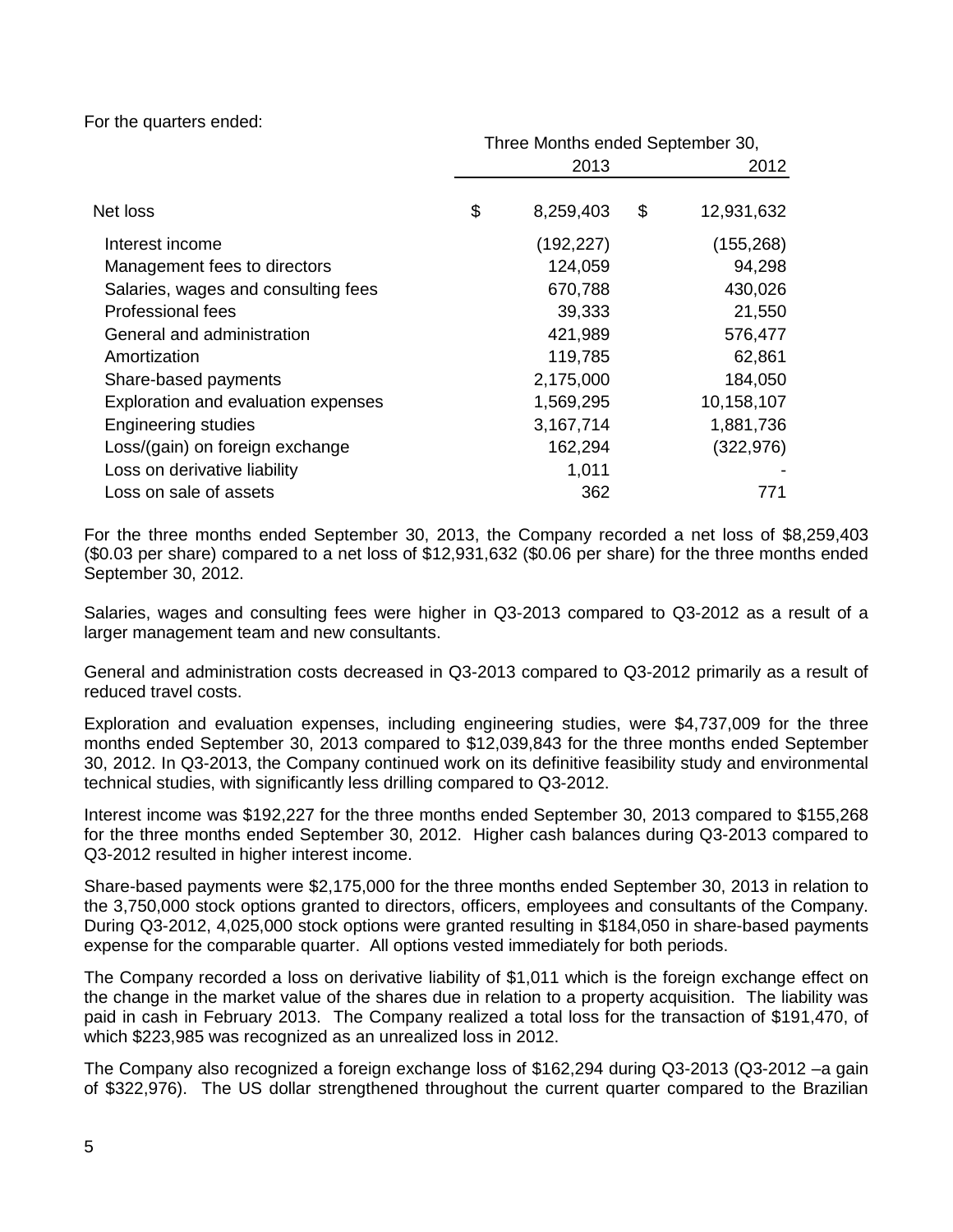For the quarters ended:

| | Three Months ended September 30, | |
|---|---|---|
| | 2013 | 2012 |
| Net loss | $ 8,259,403 | $ 12,931,632 |
| Interest income | (192,227) | (155,268) |
| Management fees to directors | 124,059 | 94,298 |
| Salaries, wages and consulting fees | 670,788 | 430,026 |
| Professional fees | 39,333 | 21,550 |
| General and administration | 421,989 | 576,477 |
| Amortization | 119,785 | 62,861 |
| Share-based payments | 2,175,000 | 184,050 |
| Exploration and evaluation expenses | 1,569,295 | 10,158,107 |
| Engineering studies | 3,167,714 | 1,881,736 |
| Loss/(gain) on foreign exchange | 162,294 | (322,976) |
| Loss on derivative liability | 1,011 | - |
| Loss on sale of assets | 362 | 771 |

For the three months ended September 30, 2013, the Company recorded a net loss of $8,259,403 ($0.03 per share) compared to a net loss of $12,931,632 ($0.06 per share) for the three months ended September 30, 2012.

Salaries, wages and consulting fees were higher in Q3-2013 compared to Q3-2012 as a result of a larger management team and new consultants.

General and administration costs decreased in Q3-2013 compared to Q3-2012 primarily as a result of reduced travel costs.

Exploration and evaluation expenses, including engineering studies, were $4,737,009 for the three months ended September 30, 2013 compared to $12,039,843 for the three months ended September 30, 2012. In Q3-2013, the Company continued work on its definitive feasibility study and environmental technical studies, with significantly less drilling compared to Q3-2012.

Interest income was $192,227 for the three months ended September 30, 2013 compared to $155,268 for the three months ended September 30, 2012. Higher cash balances during Q3-2013 compared to Q3-2012 resulted in higher interest income.

Share-based payments were $2,175,000 for the three months ended September 30, 2013 in relation to the 3,750,000 stock options granted to directors, officers, employees and consultants of the Company. During Q3-2012, 4,025,000 stock options were granted resulting in $184,050 in share-based payments expense for the comparable quarter. All options vested immediately for both periods.

The Company recorded a loss on derivative liability of $1,011 which is the foreign exchange effect on the change in the market value of the shares due in relation to a property acquisition. The liability was paid in cash in February 2013. The Company realized a total loss for the transaction of $191,470, of which $223,985 was recognized as an unrealized loss in 2012.

The Company also recognized a foreign exchange loss of $162,294 during Q3-2013 (Q3-2012 –a gain of $322,976). The US dollar strengthened throughout the current quarter compared to the Brazilian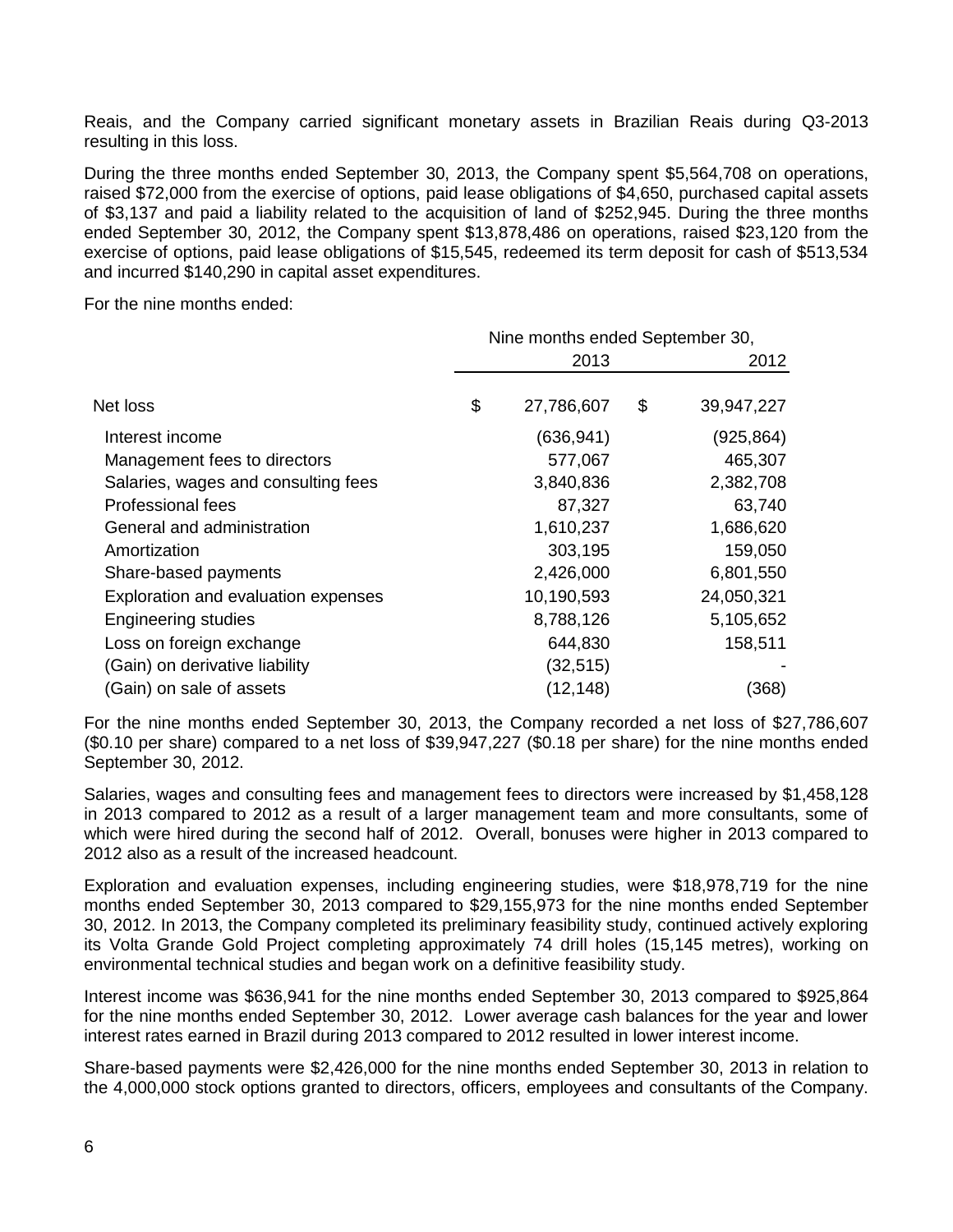Reais, and the Company carried significant monetary assets in Brazilian Reais during Q3-2013 resulting in this loss.

During the three months ended September 30, 2013, the Company spent $5,564,708 on operations, raised $72,000 from the exercise of options, paid lease obligations of $4,650, purchased capital assets of $3,137 and paid a liability related to the acquisition of land of $252,945. During the three months ended September 30, 2012, the Company spent $13,878,486 on operations, raised $23,120 from the exercise of options, paid lease obligations of $15,545, redeemed its term deposit for cash of $513,534 and incurred $140,290 in capital asset expenditures.

For the nine months ended:

| | Nine months ended September 30, 2013 | Nine months ended September 30, 2012 |
|---|---|---|
| Net loss | $ 27,786,607 | $ 39,947,227 |
| Interest income | (636,941) | (925,864) |
| Management fees to directors | 577,067 | 465,307 |
| Salaries, wages and consulting fees | 3,840,836 | 2,382,708 |
| Professional fees | 87,327 | 63,740 |
| General and administration | 1,610,237 | 1,686,620 |
| Amortization | 303,195 | 159,050 |
| Share-based payments | 2,426,000 | 6,801,550 |
| Exploration and evaluation expenses | 10,190,593 | 24,050,321 |
| Engineering studies | 8,788,126 | 5,105,652 |
| Loss on foreign exchange | 644,830 | 158,511 |
| (Gain) on derivative liability | (32,515) | - |
| (Gain) on sale of assets | (12,148) | (368) |

For the nine months ended September 30, 2013, the Company recorded a net loss of $27,786,607 ($0.10 per share) compared to a net loss of $39,947,227 ($0.18 per share) for the nine months ended September 30, 2012.

Salaries, wages and consulting fees and management fees to directors were increased by $1,458,128 in 2013 compared to 2012 as a result of a larger management team and more consultants, some of which were hired during the second half of 2012. Overall, bonuses were higher in 2013 compared to 2012 also as a result of the increased headcount.

Exploration and evaluation expenses, including engineering studies, were $18,978,719 for the nine months ended September 30, 2013 compared to $29,155,973 for the nine months ended September 30, 2012. In 2013, the Company completed its preliminary feasibility study, continued actively exploring its Volta Grande Gold Project completing approximately 74 drill holes (15,145 metres), working on environmental technical studies and began work on a definitive feasibility study.

Interest income was $636,941 for the nine months ended September 30, 2013 compared to $925,864 for the nine months ended September 30, 2012. Lower average cash balances for the year and lower interest rates earned in Brazil during 2013 compared to 2012 resulted in lower interest income.

Share-based payments were $2,426,000 for the nine months ended September 30, 2013 in relation to the 4,000,000 stock options granted to directors, officers, employees and consultants of the Company.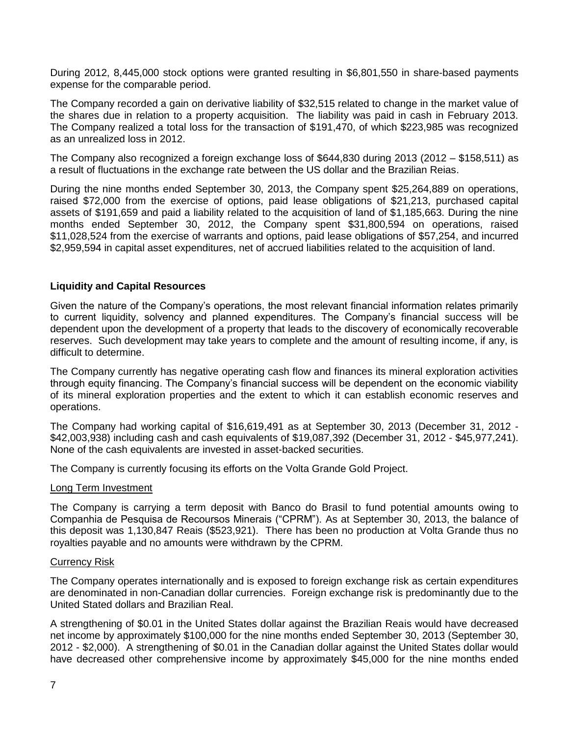During 2012, 8,445,000 stock options were granted resulting in $6,801,550 in share-based payments expense for the comparable period.

The Company recorded a gain on derivative liability of $32,515 related to change in the market value of the shares due in relation to a property acquisition. The liability was paid in cash in February 2013. The Company realized a total loss for the transaction of $191,470, of which $223,985 was recognized as an unrealized loss in 2012.

The Company also recognized a foreign exchange loss of $644,830 during 2013 (2012 – $158,511) as a result of fluctuations in the exchange rate between the US dollar and the Brazilian Reias.

During the nine months ended September 30, 2013, the Company spent $25,264,889 on operations, raised $72,000 from the exercise of options, paid lease obligations of $21,213, purchased capital assets of $191,659 and paid a liability related to the acquisition of land of $1,185,663. During the nine months ended September 30, 2012, the Company spent $31,800,594 on operations, raised $11,028,524 from the exercise of warrants and options, paid lease obligations of $57,254, and incurred $2,959,594 in capital asset expenditures, net of accrued liabilities related to the acquisition of land.

## Liquidity and Capital Resources

Given the nature of the Company's operations, the most relevant financial information relates primarily to current liquidity, solvency and planned expenditures. The Company's financial success will be dependent upon the development of a property that leads to the discovery of economically recoverable reserves. Such development may take years to complete and the amount of resulting income, if any, is difficult to determine.

The Company currently has negative operating cash flow and finances its mineral exploration activities through equity financing. The Company's financial success will be dependent on the economic viability of its mineral exploration properties and the extent to which it can establish economic reserves and operations.

The Company had working capital of $16,619,491 as at September 30, 2013 (December 31, 2012 - $42,003,938) including cash and cash equivalents of $19,087,392 (December 31, 2012 - $45,977,241). None of the cash equivalents are invested in asset-backed securities.

The Company is currently focusing its efforts on the Volta Grande Gold Project.

### Long Term Investment

The Company is carrying a term deposit with Banco do Brasil to fund potential amounts owing to Companhia de Pesquisa de Recoursos Minerais ("CPRM"). As at September 30, 2013, the balance of this deposit was 1,130,847 Reais ($523,921). There has been no production at Volta Grande thus no royalties payable and no amounts were withdrawn by the CPRM.

### Currency Risk

The Company operates internationally and is exposed to foreign exchange risk as certain expenditures are denominated in non-Canadian dollar currencies. Foreign exchange risk is predominantly due to the United Stated dollars and Brazilian Real.

A strengthening of $0.01 in the United States dollar against the Brazilian Reais would have decreased net income by approximately $100,000 for the nine months ended September 30, 2013 (September 30, 2012 - $2,000). A strengthening of $0.01 in the Canadian dollar against the United States dollar would have decreased other comprehensive income by approximately $45,000 for the nine months ended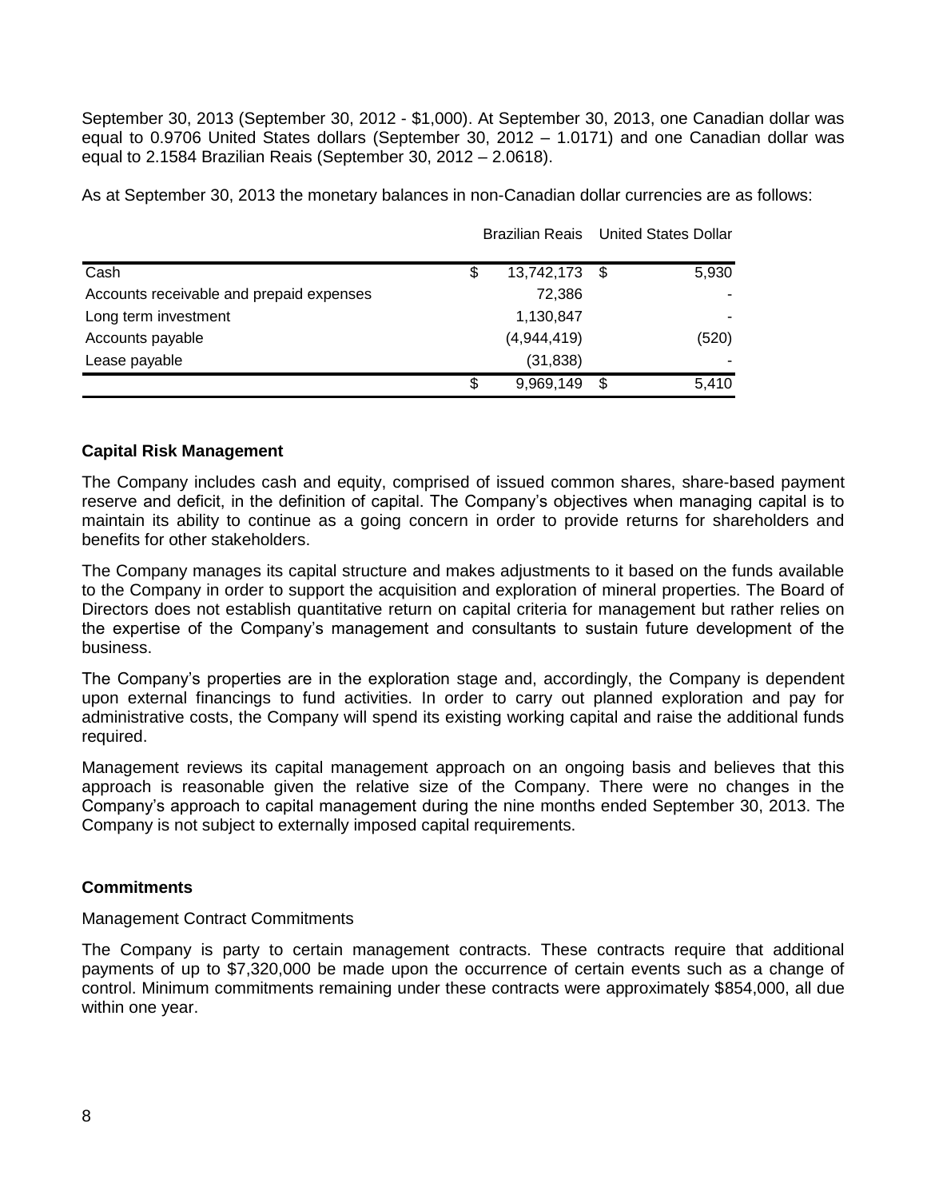September 30, 2013 (September 30, 2012 - $1,000). At September 30, 2013, one Canadian dollar was equal to 0.9706 United States dollars (September 30, 2012 – 1.0171) and one Canadian dollar was equal to 2.1584 Brazilian Reais (September 30, 2012 – 2.0618).

As at September 30, 2013 the monetary balances in non-Canadian dollar currencies are as follows:

| | Brazilian Reais | United States Dollar |
|---|---|---|
| Cash | $ 13,742,173 | $ 5,930 |
| Accounts receivable and prepaid expenses | 72,386 | - |
| Long term investment | 1,130,847 | - |
| Accounts payable | (4,944,419) | (520) |
| Lease payable | (31,838) | - |
| | $ 9,969,149 | $ 5,410 |

**Capital Risk Management**

The Company includes cash and equity, comprised of issued common shares, share-based payment reserve and deficit, in the definition of capital. The Company's objectives when managing capital is to maintain its ability to continue as a going concern in order to provide returns for shareholders and benefits for other stakeholders.

The Company manages its capital structure and makes adjustments to it based on the funds available to the Company in order to support the acquisition and exploration of mineral properties. The Board of Directors does not establish quantitative return on capital criteria for management but rather relies on the expertise of the Company's management and consultants to sustain future development of the business.

The Company's properties are in the exploration stage and, accordingly, the Company is dependent upon external financings to fund activities. In order to carry out planned exploration and pay for administrative costs, the Company will spend its existing working capital and raise the additional funds required.

Management reviews its capital management approach on an ongoing basis and believes that this approach is reasonable given the relative size of the Company. There were no changes in the Company's approach to capital management during the nine months ended September 30, 2013. The Company is not subject to externally imposed capital requirements.

**Commitments**

Management Contract Commitments

The Company is party to certain management contracts. These contracts require that additional payments of up to $7,320,000 be made upon the occurrence of certain events such as a change of control. Minimum commitments remaining under these contracts were approximately $854,000, all due within one year.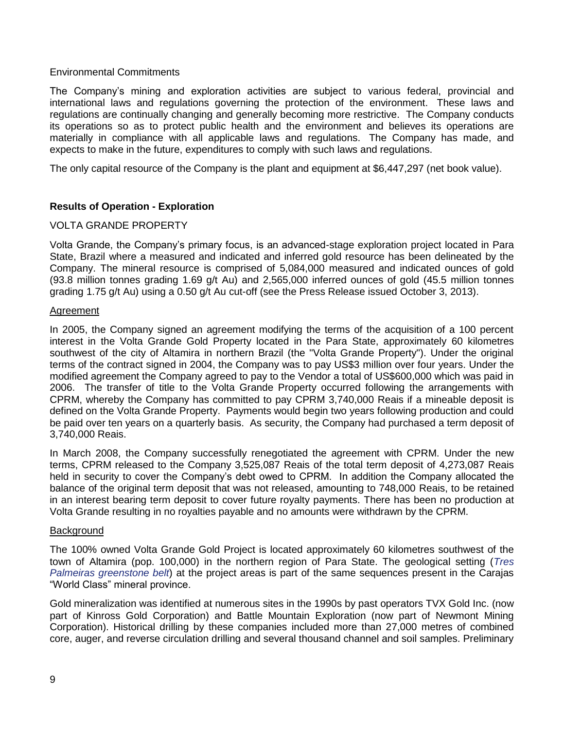Environmental Commitments

The Company's mining and exploration activities are subject to various federal, provincial and international laws and regulations governing the protection of the environment. These laws and regulations are continually changing and generally becoming more restrictive. The Company conducts its operations so as to protect public health and the environment and believes its operations are materially in compliance with all applicable laws and regulations. The Company has made, and expects to make in the future, expenditures to comply with such laws and regulations.

The only capital resource of the Company is the plant and equipment at $6,447,297 (net book value).

## Results of Operation - Exploration

VOLTA GRANDE PROPERTY

Volta Grande, the Company's primary focus, is an advanced-stage exploration project located in Para State, Brazil where a measured and indicated and inferred gold resource has been delineated by the Company. The mineral resource is comprised of 5,084,000 measured and indicated ounces of gold (93.8 million tonnes grading 1.69 g/t Au) and 2,565,000 inferred ounces of gold (45.5 million tonnes grading 1.75 g/t Au) using a 0.50 g/t Au cut-off (see the Press Release issued October 3, 2013).

Agreement

In 2005, the Company signed an agreement modifying the terms of the acquisition of a 100 percent interest in the Volta Grande Gold Property located in the Para State, approximately 60 kilometres southwest of the city of Altamira in northern Brazil (the "Volta Grande Property"). Under the original terms of the contract signed in 2004, the Company was to pay US$3 million over four years. Under the modified agreement the Company agreed to pay to the Vendor a total of US$600,000 which was paid in 2006. The transfer of title to the Volta Grande Property occurred following the arrangements with CPRM, whereby the Company has committed to pay CPRM 3,740,000 Reais if a mineable deposit is defined on the Volta Grande Property. Payments would begin two years following production and could be paid over ten years on a quarterly basis. As security, the Company had purchased a term deposit of 3,740,000 Reais.

In March 2008, the Company successfully renegotiated the agreement with CPRM. Under the new terms, CPRM released to the Company 3,525,087 Reais of the total term deposit of 4,273,087 Reais held in security to cover the Company's debt owed to CPRM. In addition the Company allocated the balance of the original term deposit that was not released, amounting to 748,000 Reais, to be retained in an interest bearing term deposit to cover future royalty payments. There has been no production at Volta Grande resulting in no royalties payable and no amounts were withdrawn by the CPRM.

Background

The 100% owned Volta Grande Gold Project is located approximately 60 kilometres southwest of the town of Altamira (pop. 100,000) in the northern region of Para State. The geological setting (*Tres Palmeiras greenstone belt*) at the project areas is part of the same sequences present in the Carajas "World Class" mineral province.

Gold mineralization was identified at numerous sites in the 1990s by past operators TVX Gold Inc. (now part of Kinross Gold Corporation) and Battle Mountain Exploration (now part of Newmont Mining Corporation). Historical drilling by these companies included more than 27,000 metres of combined core, auger, and reverse circulation drilling and several thousand channel and soil samples. Preliminary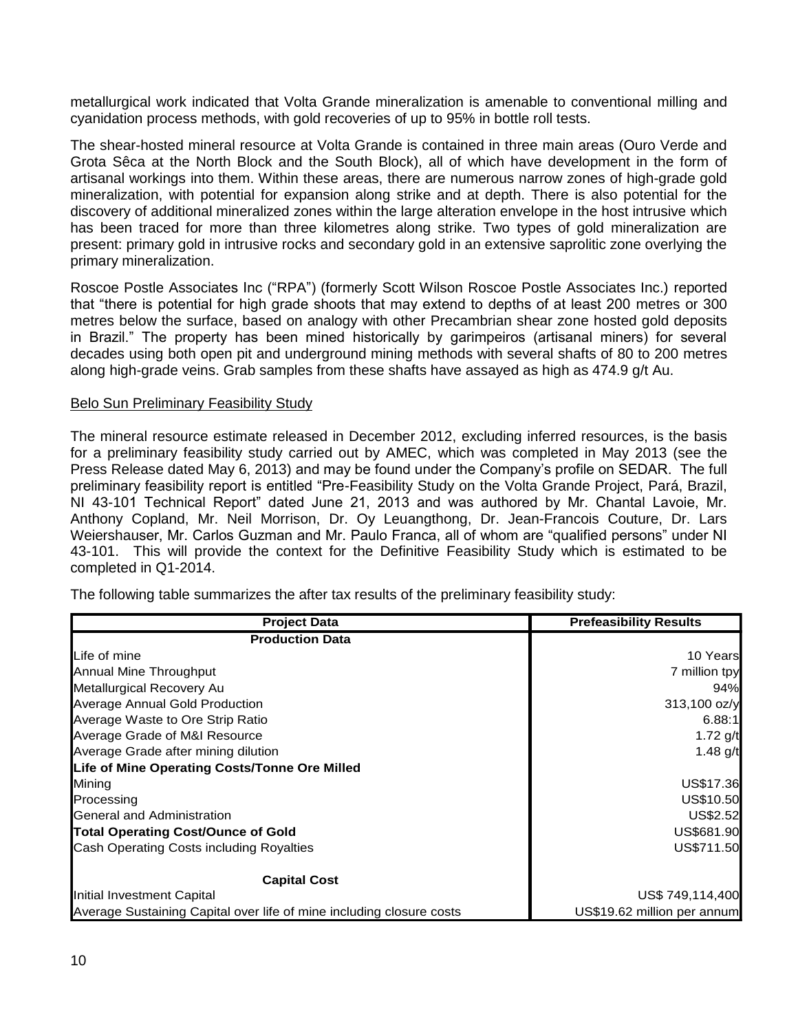metallurgical work indicated that Volta Grande mineralization is amenable to conventional milling and cyanidation process methods, with gold recoveries of up to 95% in bottle roll tests.

The shear-hosted mineral resource at Volta Grande is contained in three main areas (Ouro Verde and Grota Sêca at the North Block and the South Block), all of which have development in the form of artisanal workings into them. Within these areas, there are numerous narrow zones of high-grade gold mineralization, with potential for expansion along strike and at depth. There is also potential for the discovery of additional mineralized zones within the large alteration envelope in the host intrusive which has been traced for more than three kilometres along strike. Two types of gold mineralization are present: primary gold in intrusive rocks and secondary gold in an extensive saprolitic zone overlying the primary mineralization.

Roscoe Postle Associates Inc ("RPA") (formerly Scott Wilson Roscoe Postle Associates Inc.) reported that "there is potential for high grade shoots that may extend to depths of at least 200 metres or 300 metres below the surface, based on analogy with other Precambrian shear zone hosted gold deposits in Brazil." The property has been mined historically by garimpeiros (artisanal miners) for several decades using both open pit and underground mining methods with several shafts of 80 to 200 metres along high-grade veins. Grab samples from these shafts have assayed as high as 474.9 g/t Au.

Belo Sun Preliminary Feasibility Study

The mineral resource estimate released in December 2012, excluding inferred resources, is the basis for a preliminary feasibility study carried out by AMEC, which was completed in May 2013 (see the Press Release dated May 6, 2013) and may be found under the Company's profile on SEDAR. The full preliminary feasibility report is entitled "Pre-Feasibility Study on the Volta Grande Project, Pará, Brazil, NI 43-101 Technical Report" dated June 21, 2013 and was authored by Mr. Chantal Lavoie, Mr. Anthony Copland, Mr. Neil Morrison, Dr. Oy Leuangthong, Dr. Jean-Francois Couture, Dr. Lars Weiershauser, Mr. Carlos Guzman and Mr. Paulo Franca, all of whom are "qualified persons" under NI 43-101. This will provide the context for the Definitive Feasibility Study which is estimated to be completed in Q1-2014.

The following table summarizes the after tax results of the preliminary feasibility study:

| Project Data | Prefeasibility Results |
|---|---|
| **Production Data** | |
| Life of mine | 10 Years |
| Annual Mine Throughput | 7 million tpy |
| Metallurgical Recovery Au | 94% |
| Average Annual Gold Production | 313,100 oz/y |
| Average Waste to Ore Strip Ratio | 6.88:1 |
| Average Grade of M&I Resource | 1.72 g/t |
| Average Grade after mining dilution | 1.48 g/t |
| **Life of Mine Operating Costs/Tonne Ore Milled** | |
| Mining | US$17.36 |
| Processing | US$10.50 |
| General and Administration | US$2.52 |
| **Total Operating Cost/Ounce of Gold** | US$681.90 |
| Cash Operating Costs including Royalties | US$711.50 |
| **Capital Cost** | |
| Initial Investment Capital | US$ 749,114,400 |
| Average Sustaining Capital over life of mine including closure costs | US$19.62 million per annum |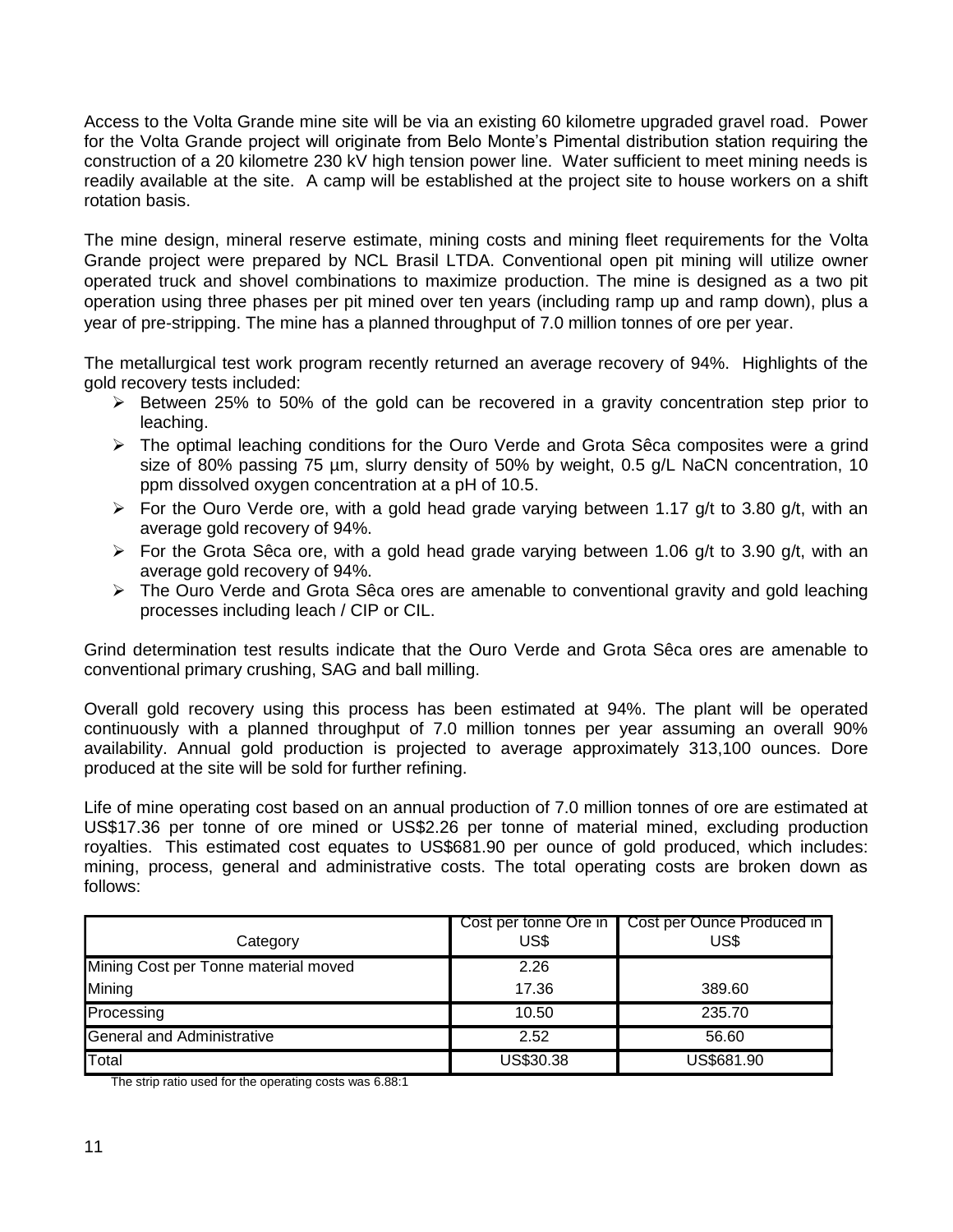Access to the Volta Grande mine site will be via an existing 60 kilometre upgraded gravel road. Power for the Volta Grande project will originate from Belo Monte's Pimental distribution station requiring the construction of a 20 kilometre 230 kV high tension power line. Water sufficient to meet mining needs is readily available at the site. A camp will be established at the project site to house workers on a shift rotation basis.

The mine design, mineral reserve estimate, mining costs and mining fleet requirements for the Volta Grande project were prepared by NCL Brasil LTDA. Conventional open pit mining will utilize owner operated truck and shovel combinations to maximize production. The mine is designed as a two pit operation using three phases per pit mined over ten years (including ramp up and ramp down), plus a year of pre-stripping. The mine has a planned throughput of 7.0 million tonnes of ore per year.

The metallurgical test work program recently returned an average recovery of 94%. Highlights of the gold recovery tests included:

- Between 25% to 50% of the gold can be recovered in a gravity concentration step prior to leaching.
- The optimal leaching conditions for the Ouro Verde and Grota Sêca composites were a grind size of 80% passing 75 µm, slurry density of 50% by weight, 0.5 g/L NaCN concentration, 10 ppm dissolved oxygen concentration at a pH of 10.5.
- For the Ouro Verde ore, with a gold head grade varying between 1.17 g/t to 3.80 g/t, with an average gold recovery of 94%.
- For the Grota Sêca ore, with a gold head grade varying between 1.06 g/t to 3.90 g/t, with an average gold recovery of 94%.
- The Ouro Verde and Grota Sêca ores are amenable to conventional gravity and gold leaching processes including leach / CIP or CIL.

Grind determination test results indicate that the Ouro Verde and Grota Sêca ores are amenable to conventional primary crushing, SAG and ball milling.

Overall gold recovery using this process has been estimated at 94%. The plant will be operated continuously with a planned throughput of 7.0 million tonnes per year assuming an overall 90% availability. Annual gold production is projected to average approximately 313,100 ounces. Dore produced at the site will be sold for further refining.

Life of mine operating cost based on an annual production of 7.0 million tonnes of ore are estimated at US$17.36 per tonne of ore mined or US$2.26 per tonne of material mined, excluding production royalties. This estimated cost equates to US$681.90 per ounce of gold produced, which includes: mining, process, general and administrative costs. The total operating costs are broken down as follows:

| Category | Cost per tonne Ore in US$ | Cost per Ounce Produced in US$ |
|---|---|---|
| Mining Cost per Tonne material moved | 2.26 | |
| Mining | 17.36 | 389.60 |
| Processing | 10.50 | 235.70 |
| General and Administrative | 2.52 | 56.60 |
| Total | US$30.38 | US$681.90 |

The strip ratio used for the operating costs was 6.88:1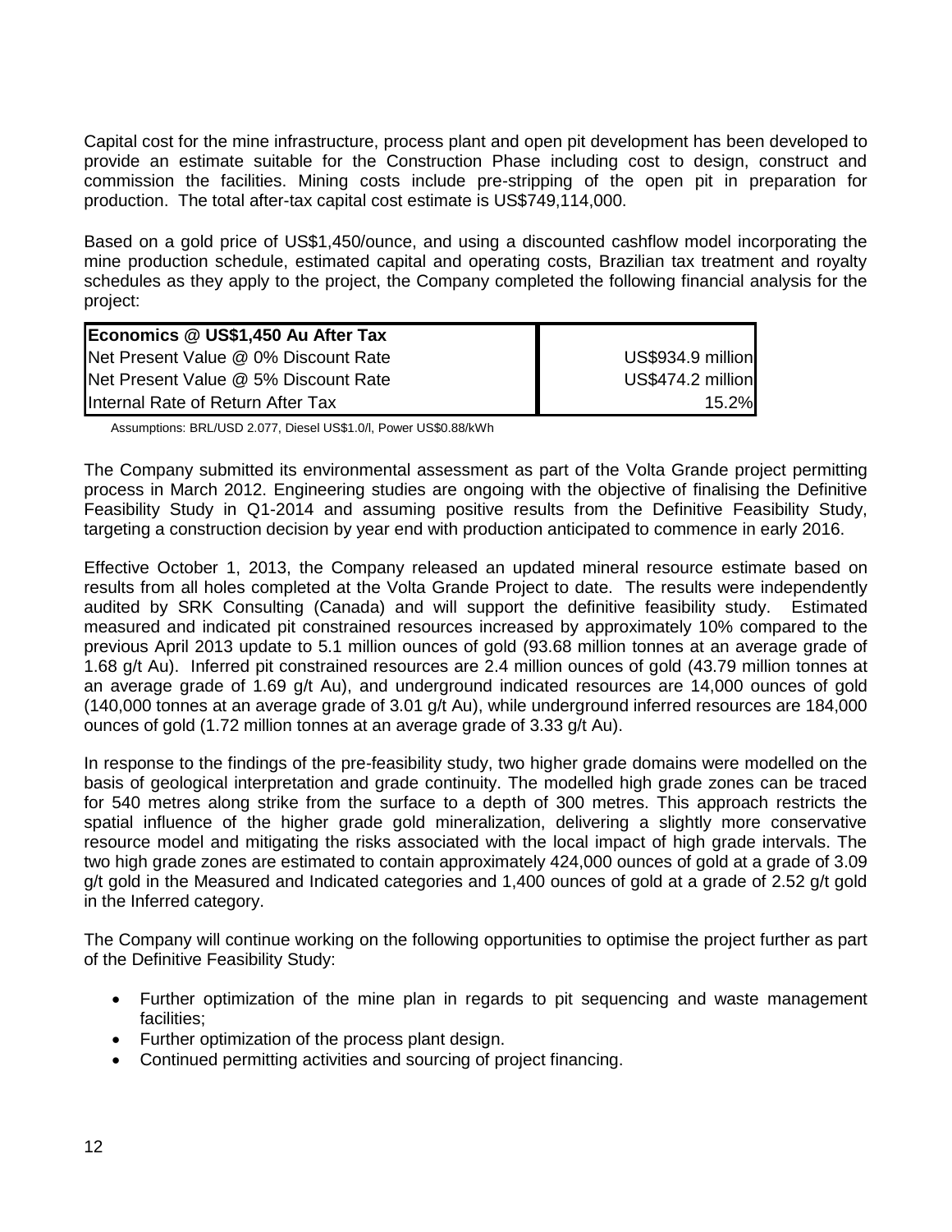Capital cost for the mine infrastructure, process plant and open pit development has been developed to provide an estimate suitable for the Construction Phase including cost to design, construct and commission the facilities. Mining costs include pre-stripping of the open pit in preparation for production. The total after-tax capital cost estimate is US$749,114,000.

Based on a gold price of US$1,450/ounce, and using a discounted cashflow model incorporating the mine production schedule, estimated capital and operating costs, Brazilian tax treatment and royalty schedules as they apply to the project, the Company completed the following financial analysis for the project:

| **Economics @ US$1,450 Au After Tax** | |
|---|---|
| Net Present Value @ 0% Discount Rate | US$934.9 million |
| Net Present Value @ 5% Discount Rate | US$474.2 million |
| Internal Rate of Return After Tax | 15.2% |

Assumptions: BRL/USD 2.077, Diesel US$1.0/l, Power US$0.88/kWh

The Company submitted its environmental assessment as part of the Volta Grande project permitting process in March 2012. Engineering studies are ongoing with the objective of finalising the Definitive Feasibility Study in Q1-2014 and assuming positive results from the Definitive Feasibility Study, targeting a construction decision by year end with production anticipated to commence in early 2016.

Effective October 1, 2013, the Company released an updated mineral resource estimate based on results from all holes completed at the Volta Grande Project to date. The results were independently audited by SRK Consulting (Canada) and will support the definitive feasibility study. Estimated measured and indicated pit constrained resources increased by approximately 10% compared to the previous April 2013 update to 5.1 million ounces of gold (93.68 million tonnes at an average grade of 1.68 g/t Au). Inferred pit constrained resources are 2.4 million ounces of gold (43.79 million tonnes at an average grade of 1.69 g/t Au), and underground indicated resources are 14,000 ounces of gold (140,000 tonnes at an average grade of 3.01 g/t Au), while underground inferred resources are 184,000 ounces of gold (1.72 million tonnes at an average grade of 3.33 g/t Au).

In response to the findings of the pre-feasibility study, two higher grade domains were modelled on the basis of geological interpretation and grade continuity. The modelled high grade zones can be traced for 540 metres along strike from the surface to a depth of 300 metres. This approach restricts the spatial influence of the higher grade gold mineralization, delivering a slightly more conservative resource model and mitigating the risks associated with the local impact of high grade intervals. The two high grade zones are estimated to contain approximately 424,000 ounces of gold at a grade of 3.09 g/t gold in the Measured and Indicated categories and 1,400 ounces of gold at a grade of 2.52 g/t gold in the Inferred category.

The Company will continue working on the following opportunities to optimise the project further as part of the Definitive Feasibility Study:

- Further optimization of the mine plan in regards to pit sequencing and waste management facilities;
- Further optimization of the process plant design.
- Continued permitting activities and sourcing of project financing.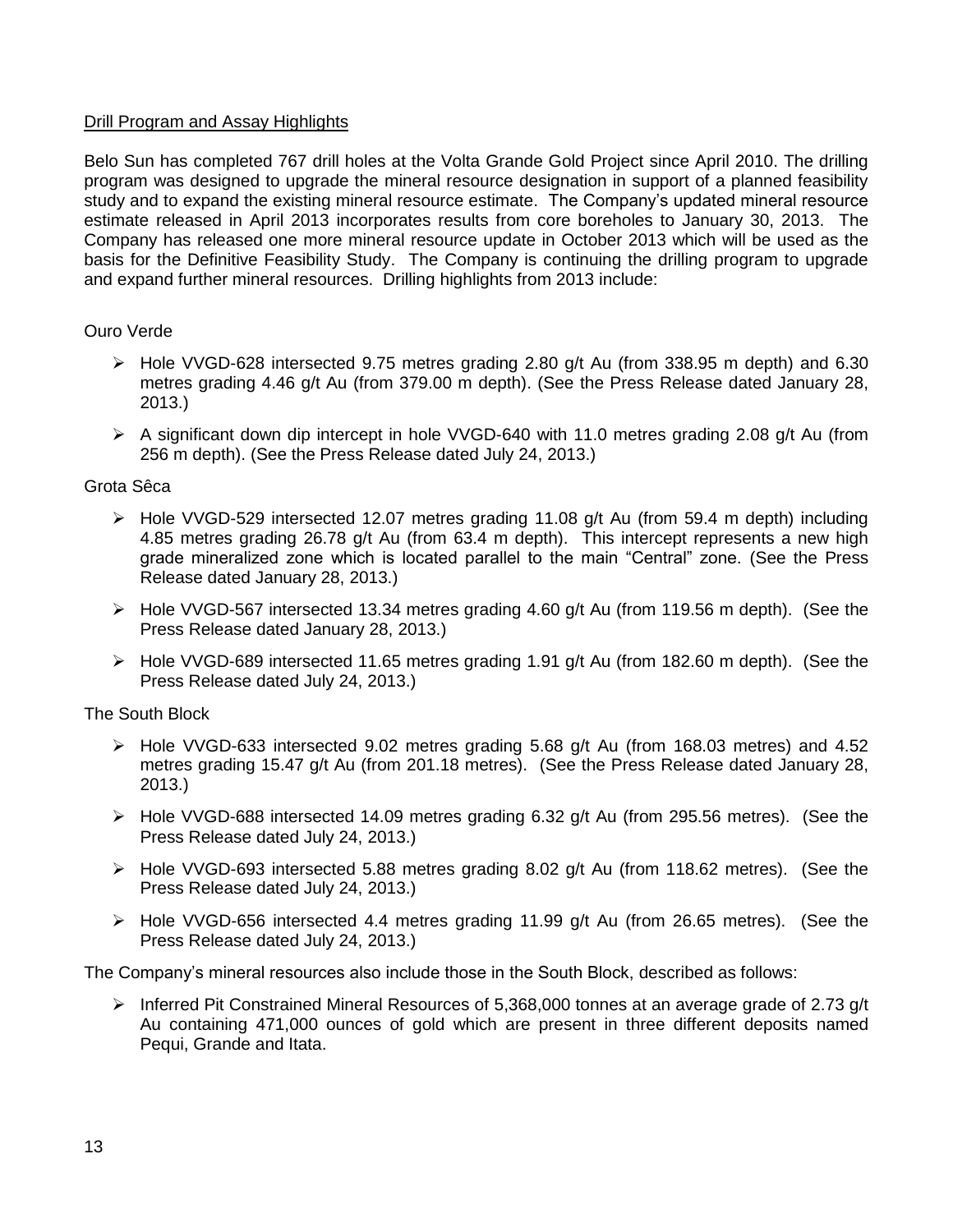## Drill Program and Assay Highlights

Belo Sun has completed 767 drill holes at the Volta Grande Gold Project since April 2010. The drilling program was designed to upgrade the mineral resource designation in support of a planned feasibility study and to expand the existing mineral resource estimate. The Company's updated mineral resource estimate released in April 2013 incorporates results from core boreholes to January 30, 2013. The Company has released one more mineral resource update in October 2013 which will be used as the basis for the Definitive Feasibility Study. The Company is continuing the drilling program to upgrade and expand further mineral resources. Drilling highlights from 2013 include:

Ouro Verde

- Hole VVGD-628 intersected 9.75 metres grading 2.80 g/t Au (from 338.95 m depth) and 6.30 metres grading 4.46 g/t Au (from 379.00 m depth). (See the Press Release dated January 28, 2013.)
- A significant down dip intercept in hole VVGD-640 with 11.0 metres grading 2.08 g/t Au (from 256 m depth). (See the Press Release dated July 24, 2013.)

Grota Sêca

- Hole VVGD-529 intersected 12.07 metres grading 11.08 g/t Au (from 59.4 m depth) including 4.85 metres grading 26.78 g/t Au (from 63.4 m depth). This intercept represents a new high grade mineralized zone which is located parallel to the main "Central" zone. (See the Press Release dated January 28, 2013.)
- Hole VVGD-567 intersected 13.34 metres grading 4.60 g/t Au (from 119.56 m depth). (See the Press Release dated January 28, 2013.)
- Hole VVGD-689 intersected 11.65 metres grading 1.91 g/t Au (from 182.60 m depth). (See the Press Release dated July 24, 2013.)

The South Block

- Hole VVGD-633 intersected 9.02 metres grading 5.68 g/t Au (from 168.03 metres) and 4.52 metres grading 15.47 g/t Au (from 201.18 metres). (See the Press Release dated January 28, 2013.)
- Hole VVGD-688 intersected 14.09 metres grading 6.32 g/t Au (from 295.56 metres). (See the Press Release dated July 24, 2013.)
- Hole VVGD-693 intersected 5.88 metres grading 8.02 g/t Au (from 118.62 metres). (See the Press Release dated July 24, 2013.)
- Hole VVGD-656 intersected 4.4 metres grading 11.99 g/t Au (from 26.65 metres). (See the Press Release dated July 24, 2013.)

The Company's mineral resources also include those in the South Block, described as follows:

- Inferred Pit Constrained Mineral Resources of 5,368,000 tonnes at an average grade of 2.73 g/t Au containing 471,000 ounces of gold which are present in three different deposits named Pequi, Grande and Itata.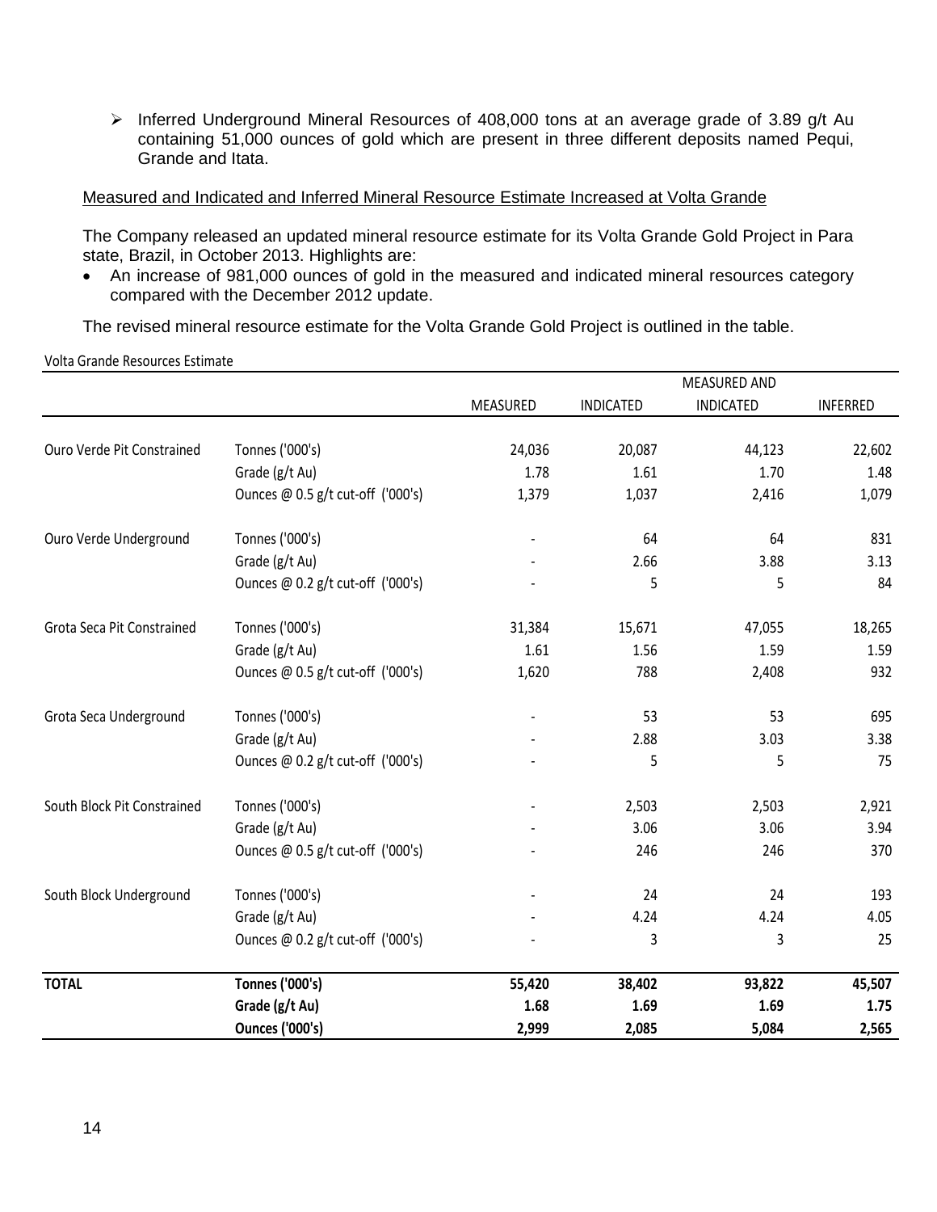- Inferred Underground Mineral Resources of 408,000 tons at an average grade of 3.89 g/t Au containing 51,000 ounces of gold which are present in three different deposits named Pequi, Grande and Itata.

Measured and Indicated and Inferred Mineral Resource Estimate Increased at Volta Grande

The Company released an updated mineral resource estimate for its Volta Grande Gold Project in Para state, Brazil, in October 2013. Highlights are:

- An increase of 981,000 ounces of gold in the measured and indicated mineral resources category compared with the December 2012 update.

The revised mineral resource estimate for the Volta Grande Gold Project is outlined in the table.

Volta Grande Resources Estimate

| | | MEASURED | INDICATED | MEASURED AND INDICATED | INFERRED |
|---|---|---|---|---|---|
| Ouro Verde Pit Constrained | Tonnes ('000's) | 24,036 | 20,087 | 44,123 | 22,602 |
| | Grade (g/t Au) | 1.78 | 1.61 | 1.70 | 1.48 |
| | Ounces @ 0.5 g/t cut-off ('000's) | 1,379 | 1,037 | 2,416 | 1,079 |
| Ouro Verde Underground | Tonnes ('000's) | - | 64 | 64 | 831 |
| | Grade (g/t Au) | - | 2.66 | 3.88 | 3.13 |
| | Ounces @ 0.2 g/t cut-off ('000's) | - | 5 | 5 | 84 |
| Grota Seca Pit Constrained | Tonnes ('000's) | 31,384 | 15,671 | 47,055 | 18,265 |
| | Grade (g/t Au) | 1.61 | 1.56 | 1.59 | 1.59 |
| | Ounces @ 0.5 g/t cut-off ('000's) | 1,620 | 788 | 2,408 | 932 |
| Grota Seca Underground | Tonnes ('000's) | - | 53 | 53 | 695 |
| | Grade (g/t Au) | - | 2.88 | 3.03 | 3.38 |
| | Ounces @ 0.2 g/t cut-off ('000's) | - | 5 | 5 | 75 |
| South Block Pit Constrained | Tonnes ('000's) | - | 2,503 | 2,503 | 2,921 |
| | Grade (g/t Au) | - | 3.06 | 3.06 | 3.94 |
| | Ounces @ 0.5 g/t cut-off ('000's) | - | 246 | 246 | 370 |
| South Block Underground | Tonnes ('000's) | - | 24 | 24 | 193 |
| | Grade (g/t Au) | - | 4.24 | 4.24 | 4.05 |
| | Ounces @ 0.2 g/t cut-off ('000's) | - | 3 | 3 | 25 |
| **TOTAL** | **Tonnes ('000's)** | **55,420** | **38,402** | **93,822** | **45,507** |
| | **Grade (g/t Au)** | **1.68** | **1.69** | **1.69** | **1.75** |
| | **Ounces ('000's)** | **2,999** | **2,085** | **5,084** | **2,565** |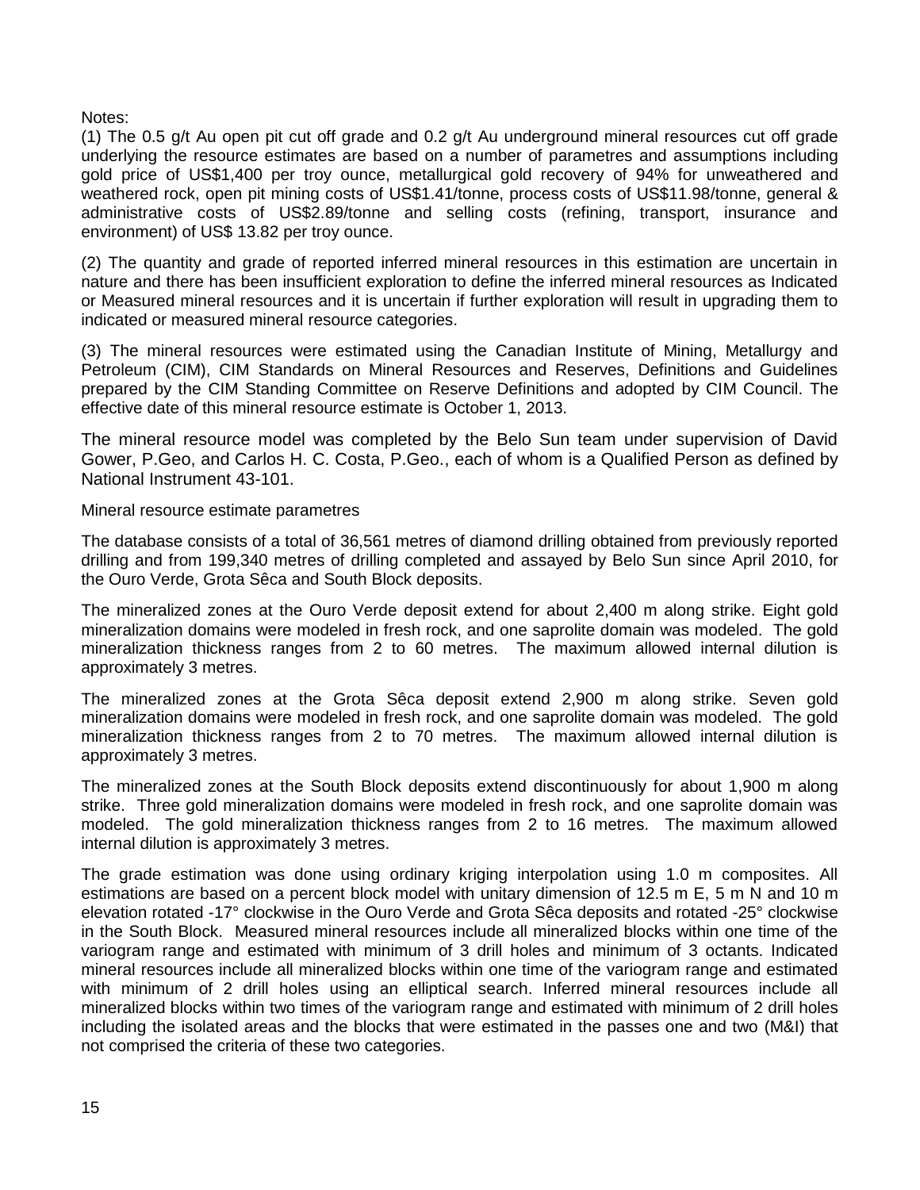Notes:

(1) The 0.5 g/t Au open pit cut off grade and 0.2 g/t Au underground mineral resources cut off grade underlying the resource estimates are based on a number of parametres and assumptions including gold price of US$1,400 per troy ounce, metallurgical gold recovery of 94% for unweathered and weathered rock, open pit mining costs of US$1.41/tonne, process costs of US$11.98/tonne, general & administrative costs of US$2.89/tonne and selling costs (refining, transport, insurance and environment) of US$ 13.82 per troy ounce.

(2) The quantity and grade of reported inferred mineral resources in this estimation are uncertain in nature and there has been insufficient exploration to define the inferred mineral resources as Indicated or Measured mineral resources and it is uncertain if further exploration will result in upgrading them to indicated or measured mineral resource categories.

(3) The mineral resources were estimated using the Canadian Institute of Mining, Metallurgy and Petroleum (CIM), CIM Standards on Mineral Resources and Reserves, Definitions and Guidelines prepared by the CIM Standing Committee on Reserve Definitions and adopted by CIM Council. The effective date of this mineral resource estimate is October 1, 2013.

The mineral resource model was completed by the Belo Sun team under supervision of David Gower, P.Geo, and Carlos H. C. Costa, P.Geo., each of whom is a Qualified Person as defined by National Instrument 43-101.

Mineral resource estimate parametres

The database consists of a total of 36,561 metres of diamond drilling obtained from previously reported drilling and from 199,340 metres of drilling completed and assayed by Belo Sun since April 2010, for the Ouro Verde, Grota Sêca and South Block deposits.

The mineralized zones at the Ouro Verde deposit extend for about 2,400 m along strike. Eight gold mineralization domains were modeled in fresh rock, and one saprolite domain was modeled. The gold mineralization thickness ranges from 2 to 60 metres. The maximum allowed internal dilution is approximately 3 metres.

The mineralized zones at the Grota Sêca deposit extend 2,900 m along strike. Seven gold mineralization domains were modeled in fresh rock, and one saprolite domain was modeled. The gold mineralization thickness ranges from 2 to 70 metres. The maximum allowed internal dilution is approximately 3 metres.

The mineralized zones at the South Block deposits extend discontinuously for about 1,900 m along strike. Three gold mineralization domains were modeled in fresh rock, and one saprolite domain was modeled. The gold mineralization thickness ranges from 2 to 16 metres. The maximum allowed internal dilution is approximately 3 metres.

The grade estimation was done using ordinary kriging interpolation using 1.0 m composites. All estimations are based on a percent block model with unitary dimension of 12.5 m E, 5 m N and 10 m elevation rotated -17° clockwise in the Ouro Verde and Grota Sêca deposits and rotated -25° clockwise in the South Block. Measured mineral resources include all mineralized blocks within one time of the variogram range and estimated with minimum of 3 drill holes and minimum of 3 octants. Indicated mineral resources include all mineralized blocks within one time of the variogram range and estimated with minimum of 2 drill holes using an elliptical search. Inferred mineral resources include all mineralized blocks within two times of the variogram range and estimated with minimum of 2 drill holes including the isolated areas and the blocks that were estimated in the passes one and two (M&I) that not comprised the criteria of these two categories.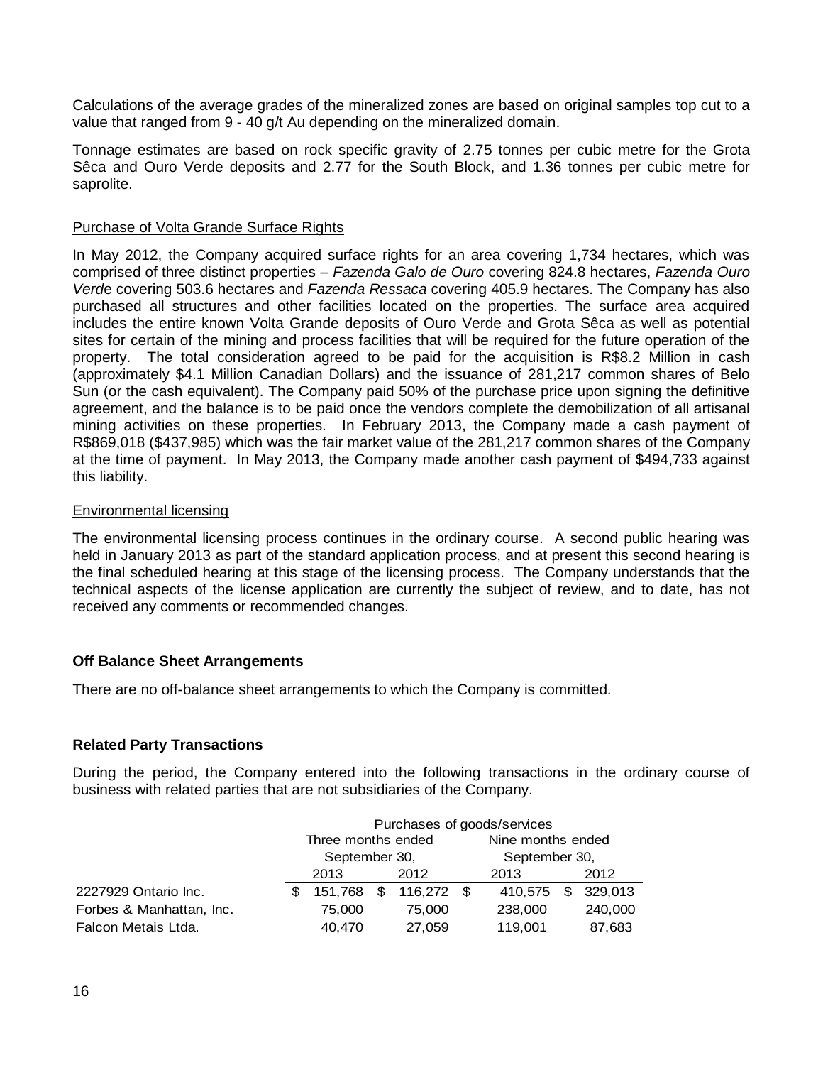Calculations of the average grades of the mineralized zones are based on original samples top cut to a value that ranged from 9 - 40 g/t Au depending on the mineralized domain.

Tonnage estimates are based on rock specific gravity of 2.75 tonnes per cubic metre for the Grota Sêca and Ouro Verde deposits and 2.77 for the South Block, and 1.36 tonnes per cubic metre for saprolite.

Purchase of Volta Grande Surface Rights

In May 2012, the Company acquired surface rights for an area covering 1,734 hectares, which was comprised of three distinct properties – *Fazenda Galo de Ouro* covering 824.8 hectares, *Fazenda Ouro Verd*e covering 503.6 hectares and *Fazenda Ressaca* covering 405.9 hectares. The Company has also purchased all structures and other facilities located on the properties. The surface area acquired includes the entire known Volta Grande deposits of Ouro Verde and Grota Sêca as well as potential sites for certain of the mining and process facilities that will be required for the future operation of the property. The total consideration agreed to be paid for the acquisition is R$8.2 Million in cash (approximately $4.1 Million Canadian Dollars) and the issuance of 281,217 common shares of Belo Sun (or the cash equivalent). The Company paid 50% of the purchase price upon signing the definitive agreement, and the balance is to be paid once the vendors complete the demobilization of all artisanal mining activities on these properties. In February 2013, the Company made a cash payment of R$869,018 ($437,985) which was the fair market value of the 281,217 common shares of the Company at the time of payment. In May 2013, the Company made another cash payment of $494,733 against this liability.

Environmental licensing

The environmental licensing process continues in the ordinary course. A second public hearing was held in January 2013 as part of the standard application process, and at present this second hearing is the final scheduled hearing at this stage of the licensing process. The Company understands that the technical aspects of the license application are currently the subject of review, and to date, has not received any comments or recommended changes.

**Off Balance Sheet Arrangements**

There are no off-balance sheet arrangements to which the Company is committed.

**Related Party Transactions**

During the period, the Company entered into the following transactions in the ordinary course of business with related parties that are not subsidiaries of the Company.

| | Purchases of goods/services | | | |
|---|---|---|---|---|
| | Three months ended September 30, | | Nine months ended September 30, | |
| | 2013 | 2012 | 2013 | 2012 |
| 2227929 Ontario Inc. | $ 151,768 | $ 116,272 | $ 410,575 | $ 329,013 |
| Forbes & Manhattan, Inc. | 75,000 | 75,000 | 238,000 | 240,000 |
| Falcon Metais Ltda. | 40,470 | 27,059 | 119,001 | 87,683 |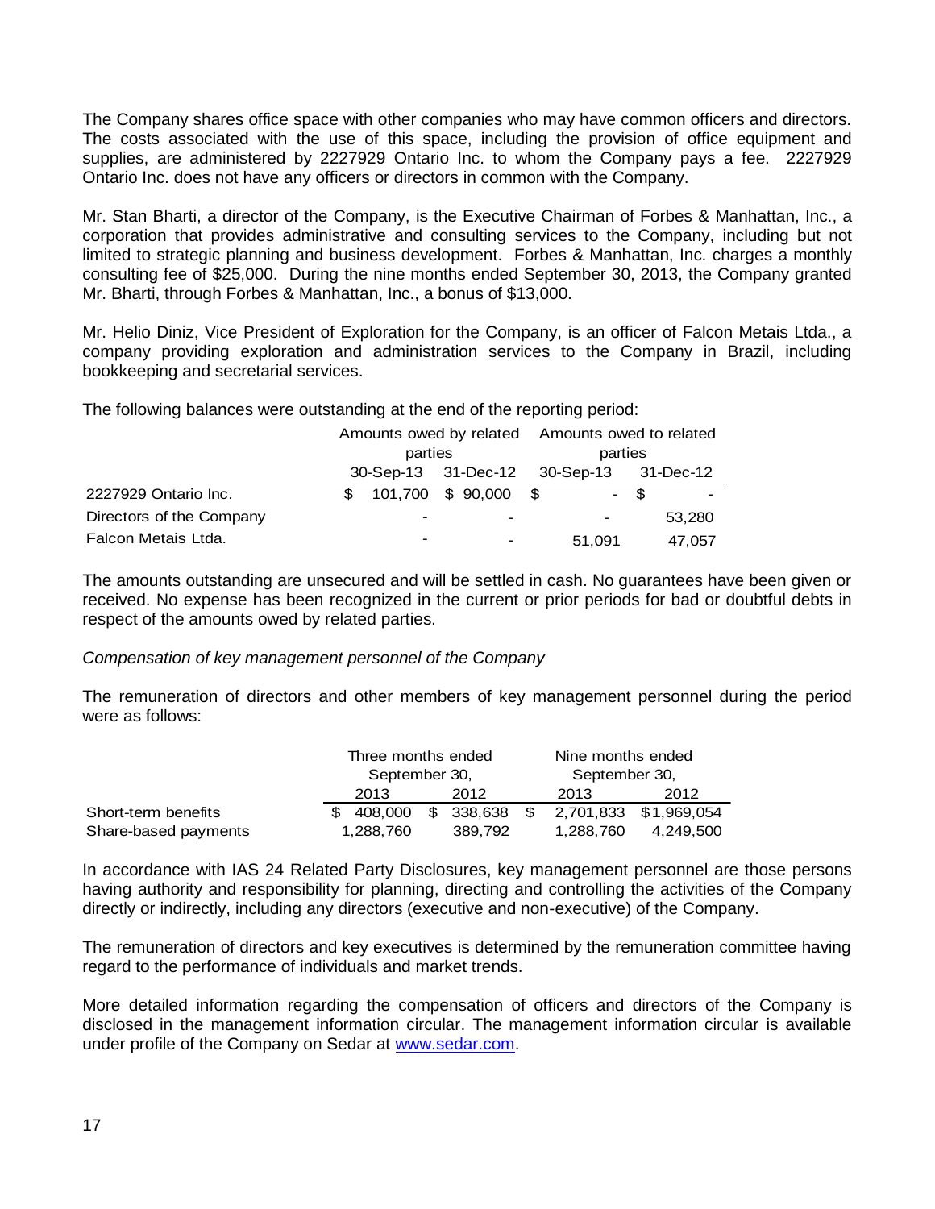The Company shares office space with other companies who may have common officers and directors. The costs associated with the use of this space, including the provision of office equipment and supplies, are administered by 2227929 Ontario Inc. to whom the Company pays a fee. 2227929 Ontario Inc. does not have any officers or directors in common with the Company.

Mr. Stan Bharti, a director of the Company, is the Executive Chairman of Forbes & Manhattan, Inc., a corporation that provides administrative and consulting services to the Company, including but not limited to strategic planning and business development. Forbes & Manhattan, Inc. charges a monthly consulting fee of $25,000. During the nine months ended September 30, 2013, the Company granted Mr. Bharti, through Forbes & Manhattan, Inc., a bonus of $13,000.

Mr. Helio Diniz, Vice President of Exploration for the Company, is an officer of Falcon Metais Ltda., a company providing exploration and administration services to the Company in Brazil, including bookkeeping and secretarial services.

The following balances were outstanding at the end of the reporting period:

| | Amounts owed by related parties | | Amounts owed to related parties | |
|---|---|---|---|---|
| | 30-Sep-13 | 31-Dec-12 | 30-Sep-13 | 31-Dec-12 |
| 2227929 Ontario Inc. | $ 101,700 | $ 90,000 | $ - | $ - |
| Directors of the Company | - | - | - | 53,280 |
| Falcon Metais Ltda. | - | - | 51,091 | 47,057 |

The amounts outstanding are unsecured and will be settled in cash. No guarantees have been given or received. No expense has been recognized in the current or prior periods for bad or doubtful debts in respect of the amounts owed by related parties.

*Compensation of key management personnel of the Company*

The remuneration of directors and other members of key management personnel during the period were as follows:

| | Three months ended September 30, | | Nine months ended September 30, | |
|---|---|---|---|---|
| | 2013 | 2012 | 2013 | 2012 |
| Short-term benefits | $ 408,000 | $ 338,638 | $ 2,701,833 | $1,969,054 |
| Share-based payments | 1,288,760 | 389,792 | 1,288,760 | 4,249,500 |

In accordance with IAS 24 Related Party Disclosures, key management personnel are those persons having authority and responsibility for planning, directing and controlling the activities of the Company directly or indirectly, including any directors (executive and non-executive) of the Company.

The remuneration of directors and key executives is determined by the remuneration committee having regard to the performance of individuals and market trends.

More detailed information regarding the compensation of officers and directors of the Company is disclosed in the management information circular. The management information circular is available under profile of the Company on Sedar at www.sedar.com.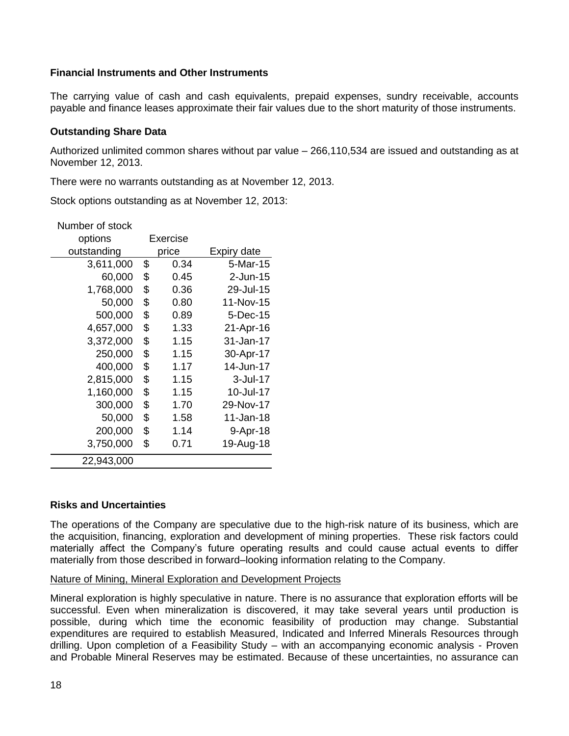**Financial Instruments and Other Instruments**

The carrying value of cash and cash equivalents, prepaid expenses, sundry receivable, accounts payable and finance leases approximate their fair values due to the short maturity of those instruments.

**Outstanding Share Data**

Authorized unlimited common shares without par value – 266,110,534 are issued and outstanding as at November 12, 2013.

There were no warrants outstanding as at November 12, 2013.

Stock options outstanding as at November 12, 2013:

| Number of stock options outstanding | Exercise price | Expiry date |
|---|---|---|
| 3,611,000 | $ 0.34 | 5-Mar-15 |
| 60,000 | $ 0.45 | 2-Jun-15 |
| 1,768,000 | $ 0.36 | 29-Jul-15 |
| 50,000 | $ 0.80 | 11-Nov-15 |
| 500,000 | $ 0.89 | 5-Dec-15 |
| 4,657,000 | $ 1.33 | 21-Apr-16 |
| 3,372,000 | $ 1.15 | 31-Jan-17 |
| 250,000 | $ 1.15 | 30-Apr-17 |
| 400,000 | $ 1.17 | 14-Jun-17 |
| 2,815,000 | $ 1.15 | 3-Jul-17 |
| 1,160,000 | $ 1.15 | 10-Jul-17 |
| 300,000 | $ 1.70 | 29-Nov-17 |
| 50,000 | $ 1.58 | 11-Jan-18 |
| 200,000 | $ 1.14 | 9-Apr-18 |
| 3,750,000 | $ 0.71 | 19-Aug-18 |
| 22,943,000 | | |

**Risks and Uncertainties**

The operations of the Company are speculative due to the high-risk nature of its business, which are the acquisition, financing, exploration and development of mining properties. These risk factors could materially affect the Company's future operating results and could cause actual events to differ materially from those described in forward–looking information relating to the Company.

Nature of Mining, Mineral Exploration and Development Projects

Mineral exploration is highly speculative in nature. There is no assurance that exploration efforts will be successful. Even when mineralization is discovered, it may take several years until production is possible, during which time the economic feasibility of production may change. Substantial expenditures are required to establish Measured, Indicated and Inferred Minerals Resources through drilling. Upon completion of a Feasibility Study – with an accompanying economic analysis - Proven and Probable Mineral Reserves may be estimated. Because of these uncertainties, no assurance can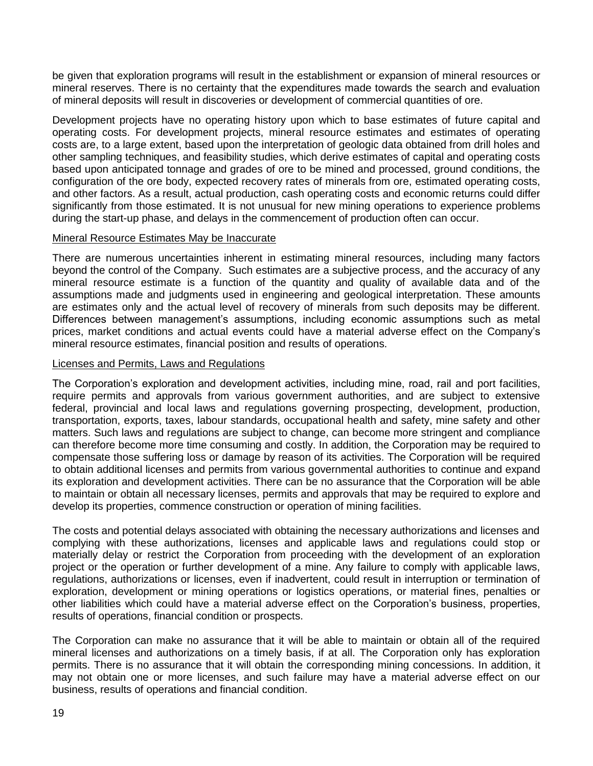be given that exploration programs will result in the establishment or expansion of mineral resources or mineral reserves. There is no certainty that the expenditures made towards the search and evaluation of mineral deposits will result in discoveries or development of commercial quantities of ore.

Development projects have no operating history upon which to base estimates of future capital and operating costs. For development projects, mineral resource estimates and estimates of operating costs are, to a large extent, based upon the interpretation of geologic data obtained from drill holes and other sampling techniques, and feasibility studies, which derive estimates of capital and operating costs based upon anticipated tonnage and grades of ore to be mined and processed, ground conditions, the configuration of the ore body, expected recovery rates of minerals from ore, estimated operating costs, and other factors. As a result, actual production, cash operating costs and economic returns could differ significantly from those estimated. It is not unusual for new mining operations to experience problems during the start-up phase, and delays in the commencement of production often can occur.

<u>Mineral Resource Estimates May be Inaccurate</u>

There are numerous uncertainties inherent in estimating mineral resources, including many factors beyond the control of the Company. Such estimates are a subjective process, and the accuracy of any mineral resource estimate is a function of the quantity and quality of available data and of the assumptions made and judgments used in engineering and geological interpretation. These amounts are estimates only and the actual level of recovery of minerals from such deposits may be different. Differences between management's assumptions, including economic assumptions such as metal prices, market conditions and actual events could have a material adverse effect on the Company's mineral resource estimates, financial position and results of operations.

<u>Licenses and Permits, Laws and Regulations</u>

The Corporation's exploration and development activities, including mine, road, rail and port facilities, require permits and approvals from various government authorities, and are subject to extensive federal, provincial and local laws and regulations governing prospecting, development, production, transportation, exports, taxes, labour standards, occupational health and safety, mine safety and other matters. Such laws and regulations are subject to change, can become more stringent and compliance can therefore become more time consuming and costly. In addition, the Corporation may be required to compensate those suffering loss or damage by reason of its activities. The Corporation will be required to obtain additional licenses and permits from various governmental authorities to continue and expand its exploration and development activities. There can be no assurance that the Corporation will be able to maintain or obtain all necessary licenses, permits and approvals that may be required to explore and develop its properties, commence construction or operation of mining facilities.

The costs and potential delays associated with obtaining the necessary authorizations and licenses and complying with these authorizations, licenses and applicable laws and regulations could stop or materially delay or restrict the Corporation from proceeding with the development of an exploration project or the operation or further development of a mine. Any failure to comply with applicable laws, regulations, authorizations or licenses, even if inadvertent, could result in interruption or termination of exploration, development or mining operations or logistics operations, or material fines, penalties or other liabilities which could have a material adverse effect on the Corporation's business, properties, results of operations, financial condition or prospects.

The Corporation can make no assurance that it will be able to maintain or obtain all of the required mineral licenses and authorizations on a timely basis, if at all. The Corporation only has exploration permits. There is no assurance that it will obtain the corresponding mining concessions. In addition, it may not obtain one or more licenses, and such failure may have a material adverse effect on our business, results of operations and financial condition.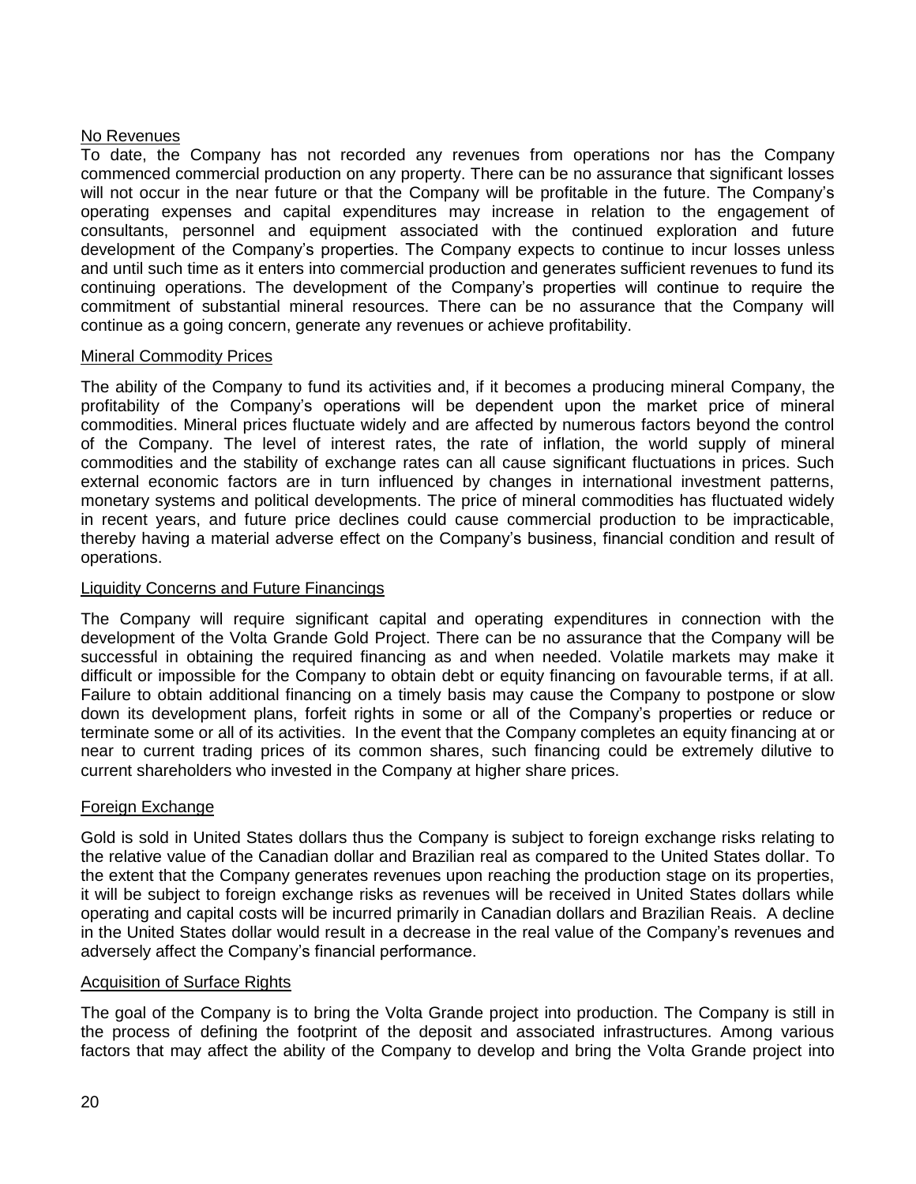### No Revenues

To date, the Company has not recorded any revenues from operations nor has the Company commenced commercial production on any property. There can be no assurance that significant losses will not occur in the near future or that the Company will be profitable in the future. The Company's operating expenses and capital expenditures may increase in relation to the engagement of consultants, personnel and equipment associated with the continued exploration and future development of the Company's properties. The Company expects to continue to incur losses unless and until such time as it enters into commercial production and generates sufficient revenues to fund its continuing operations. The development of the Company's properties will continue to require the commitment of substantial mineral resources. There can be no assurance that the Company will continue as a going concern, generate any revenues or achieve profitability.

### Mineral Commodity Prices

The ability of the Company to fund its activities and, if it becomes a producing mineral Company, the profitability of the Company's operations will be dependent upon the market price of mineral commodities. Mineral prices fluctuate widely and are affected by numerous factors beyond the control of the Company. The level of interest rates, the rate of inflation, the world supply of mineral commodities and the stability of exchange rates can all cause significant fluctuations in prices. Such external economic factors are in turn influenced by changes in international investment patterns, monetary systems and political developments. The price of mineral commodities has fluctuated widely in recent years, and future price declines could cause commercial production to be impracticable, thereby having a material adverse effect on the Company's business, financial condition and result of operations.

### Liquidity Concerns and Future Financings

The Company will require significant capital and operating expenditures in connection with the development of the Volta Grande Gold Project. There can be no assurance that the Company will be successful in obtaining the required financing as and when needed. Volatile markets may make it difficult or impossible for the Company to obtain debt or equity financing on favourable terms, if at all. Failure to obtain additional financing on a timely basis may cause the Company to postpone or slow down its development plans, forfeit rights in some or all of the Company's properties or reduce or terminate some or all of its activities. In the event that the Company completes an equity financing at or near to current trading prices of its common shares, such financing could be extremely dilutive to current shareholders who invested in the Company at higher share prices.

### Foreign Exchange

Gold is sold in United States dollars thus the Company is subject to foreign exchange risks relating to the relative value of the Canadian dollar and Brazilian real as compared to the United States dollar. To the extent that the Company generates revenues upon reaching the production stage on its properties, it will be subject to foreign exchange risks as revenues will be received in United States dollars while operating and capital costs will be incurred primarily in Canadian dollars and Brazilian Reais. A decline in the United States dollar would result in a decrease in the real value of the Company's revenues and adversely affect the Company's financial performance.

### Acquisition of Surface Rights

The goal of the Company is to bring the Volta Grande project into production. The Company is still in the process of defining the footprint of the deposit and associated infrastructures. Among various factors that may affect the ability of the Company to develop and bring the Volta Grande project into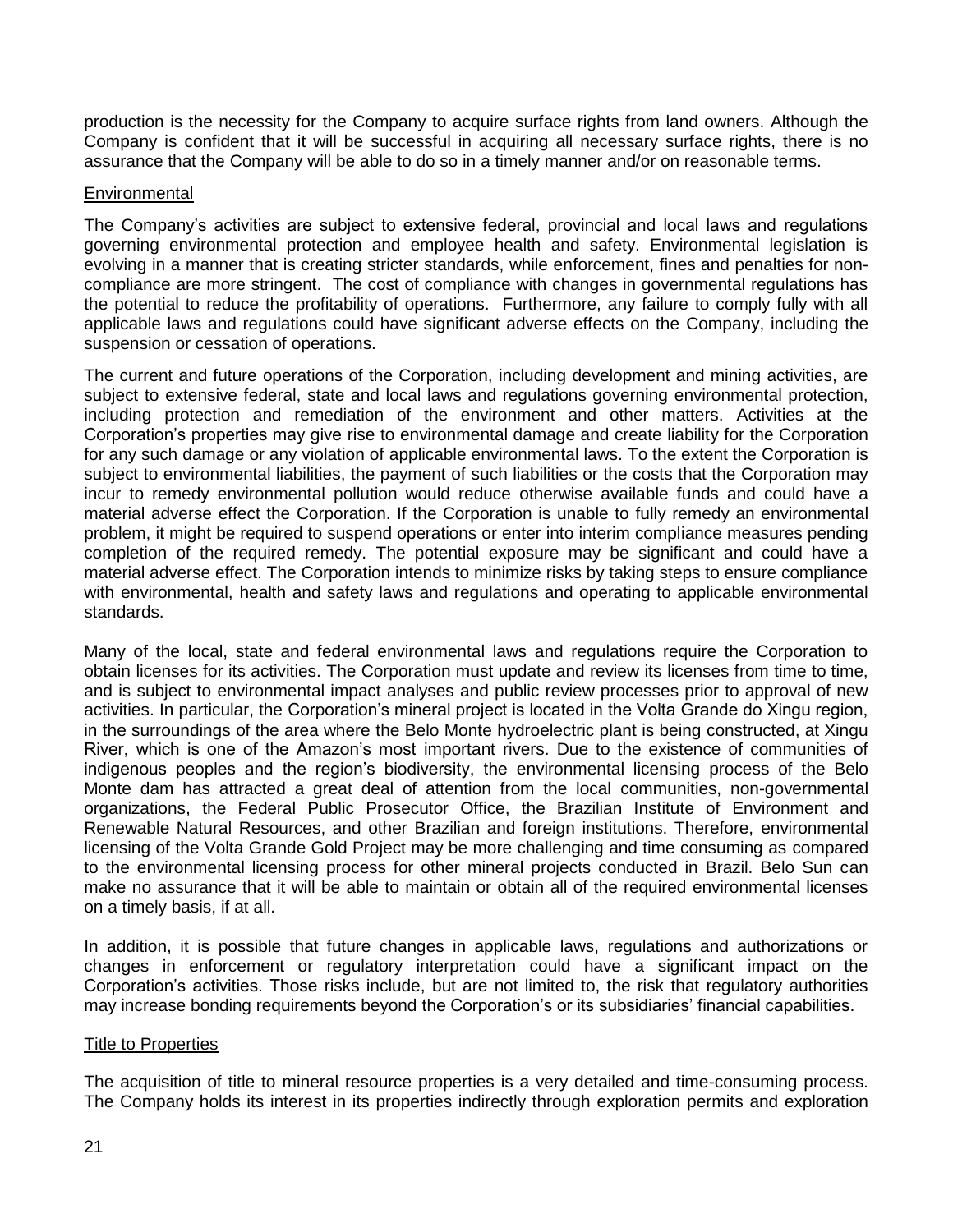production is the necessity for the Company to acquire surface rights from land owners. Although the Company is confident that it will be successful in acquiring all necessary surface rights, there is no assurance that the Company will be able to do so in a timely manner and/or on reasonable terms.

## Environmental

The Company's activities are subject to extensive federal, provincial and local laws and regulations governing environmental protection and employee health and safety. Environmental legislation is evolving in a manner that is creating stricter standards, while enforcement, fines and penalties for non-compliance are more stringent. The cost of compliance with changes in governmental regulations has the potential to reduce the profitability of operations. Furthermore, any failure to comply fully with all applicable laws and regulations could have significant adverse effects on the Company, including the suspension or cessation of operations.

The current and future operations of the Corporation, including development and mining activities, are subject to extensive federal, state and local laws and regulations governing environmental protection, including protection and remediation of the environment and other matters. Activities at the Corporation's properties may give rise to environmental damage and create liability for the Corporation for any such damage or any violation of applicable environmental laws. To the extent the Corporation is subject to environmental liabilities, the payment of such liabilities or the costs that the Corporation may incur to remedy environmental pollution would reduce otherwise available funds and could have a material adverse effect the Corporation. If the Corporation is unable to fully remedy an environmental problem, it might be required to suspend operations or enter into interim compliance measures pending completion of the required remedy. The potential exposure may be significant and could have a material adverse effect. The Corporation intends to minimize risks by taking steps to ensure compliance with environmental, health and safety laws and regulations and operating to applicable environmental standards.

Many of the local, state and federal environmental laws and regulations require the Corporation to obtain licenses for its activities. The Corporation must update and review its licenses from time to time, and is subject to environmental impact analyses and public review processes prior to approval of new activities. In particular, the Corporation's mineral project is located in the Volta Grande do Xingu region, in the surroundings of the area where the Belo Monte hydroelectric plant is being constructed, at Xingu River, which is one of the Amazon's most important rivers. Due to the existence of communities of indigenous peoples and the region's biodiversity, the environmental licensing process of the Belo Monte dam has attracted a great deal of attention from the local communities, non-governmental organizations, the Federal Public Prosecutor Office, the Brazilian Institute of Environment and Renewable Natural Resources, and other Brazilian and foreign institutions. Therefore, environmental licensing of the Volta Grande Gold Project may be more challenging and time consuming as compared to the environmental licensing process for other mineral projects conducted in Brazil. Belo Sun can make no assurance that it will be able to maintain or obtain all of the required environmental licenses on a timely basis, if at all.

In addition, it is possible that future changes in applicable laws, regulations and authorizations or changes in enforcement or regulatory interpretation could have a significant impact on the Corporation's activities. Those risks include, but are not limited to, the risk that regulatory authorities may increase bonding requirements beyond the Corporation's or its subsidiaries' financial capabilities.

## Title to Properties

The acquisition of title to mineral resource properties is a very detailed and time-consuming process. The Company holds its interest in its properties indirectly through exploration permits and exploration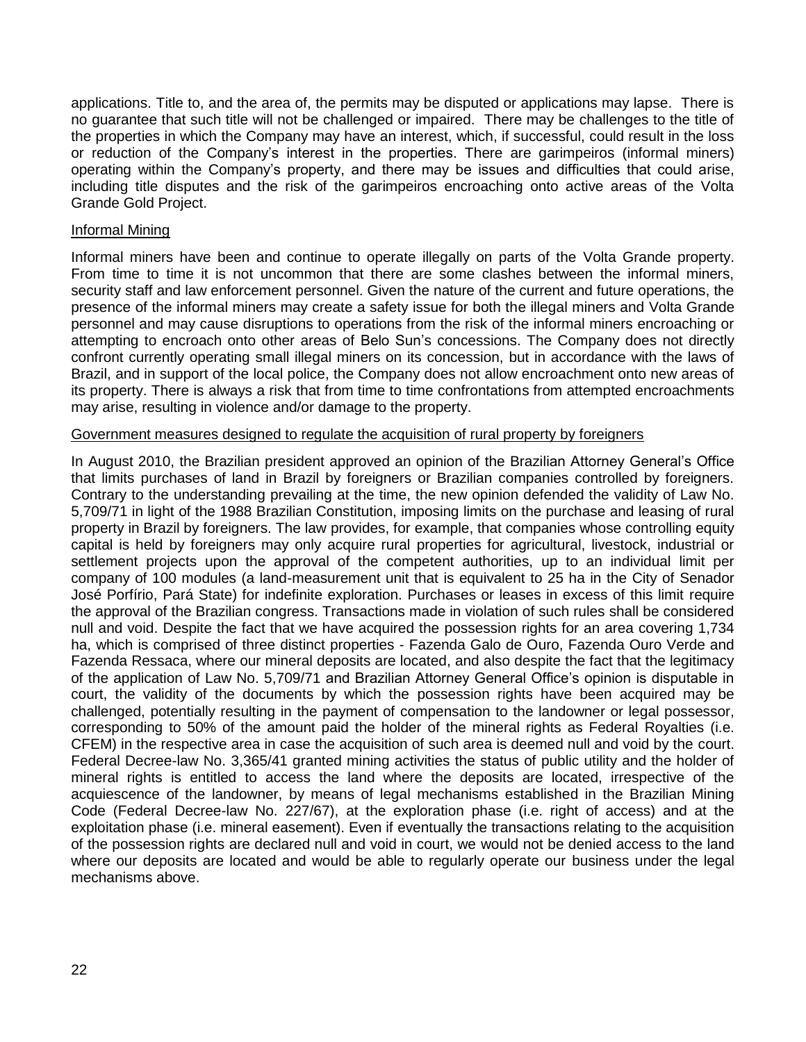applications. Title to, and the area of, the permits may be disputed or applications may lapse. There is no guarantee that such title will not be challenged or impaired. There may be challenges to the title of the properties in which the Company may have an interest, which, if successful, could result in the loss or reduction of the Company's interest in the properties. There are garimpeiros (informal miners) operating within the Company's property, and there may be issues and difficulties that could arise, including title disputes and the risk of the garimpeiros encroaching onto active areas of the Volta Grande Gold Project.

### Informal Mining

Informal miners have been and continue to operate illegally on parts of the Volta Grande property. From time to time it is not uncommon that there are some clashes between the informal miners, security staff and law enforcement personnel. Given the nature of the current and future operations, the presence of the informal miners may create a safety issue for both the illegal miners and Volta Grande personnel and may cause disruptions to operations from the risk of the informal miners encroaching or attempting to encroach onto other areas of Belo Sun's concessions. The Company does not directly confront currently operating small illegal miners on its concession, but in accordance with the laws of Brazil, and in support of the local police, the Company does not allow encroachment onto new areas of its property. There is always a risk that from time to time confrontations from attempted encroachments may arise, resulting in violence and/or damage to the property.

### Government measures designed to regulate the acquisition of rural property by foreigners

In August 2010, the Brazilian president approved an opinion of the Brazilian Attorney General's Office that limits purchases of land in Brazil by foreigners or Brazilian companies controlled by foreigners. Contrary to the understanding prevailing at the time, the new opinion defended the validity of Law No. 5,709/71 in light of the 1988 Brazilian Constitution, imposing limits on the purchase and leasing of rural property in Brazil by foreigners. The law provides, for example, that companies whose controlling equity capital is held by foreigners may only acquire rural properties for agricultural, livestock, industrial or settlement projects upon the approval of the competent authorities, up to an individual limit per company of 100 modules (a land-measurement unit that is equivalent to 25 ha in the City of Senador José Porfírio, Pará State) for indefinite exploration. Purchases or leases in excess of this limit require the approval of the Brazilian congress. Transactions made in violation of such rules shall be considered null and void. Despite the fact that we have acquired the possession rights for an area covering 1,734 ha, which is comprised of three distinct properties - Fazenda Galo de Ouro, Fazenda Ouro Verde and Fazenda Ressaca, where our mineral deposits are located, and also despite the fact that the legitimacy of the application of Law No. 5,709/71 and Brazilian Attorney General Office's opinion is disputable in court, the validity of the documents by which the possession rights have been acquired may be challenged, potentially resulting in the payment of compensation to the landowner or legal possessor, corresponding to 50% of the amount paid the holder of the mineral rights as Federal Royalties (i.e. CFEM) in the respective area in case the acquisition of such area is deemed null and void by the court. Federal Decree-law No. 3,365/41 granted mining activities the status of public utility and the holder of mineral rights is entitled to access the land where the deposits are located, irrespective of the acquiescence of the landowner, by means of legal mechanisms established in the Brazilian Mining Code (Federal Decree-law No. 227/67), at the exploration phase (i.e. right of access) and at the exploitation phase (i.e. mineral easement). Even if eventually the transactions relating to the acquisition of the possession rights are declared null and void in court, we would not be denied access to the land where our deposits are located and would be able to regularly operate our business under the legal mechanisms above.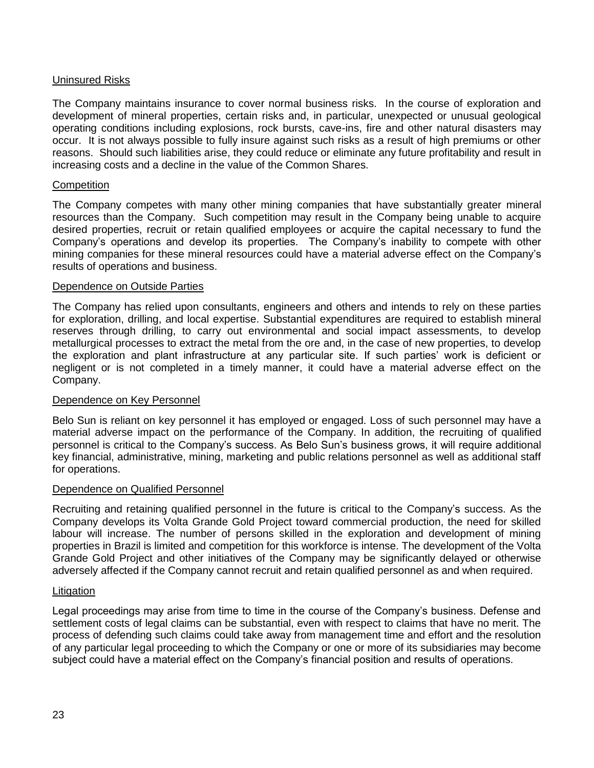### Uninsured Risks

The Company maintains insurance to cover normal business risks. In the course of exploration and development of mineral properties, certain risks and, in particular, unexpected or unusual geological operating conditions including explosions, rock bursts, cave-ins, fire and other natural disasters may occur. It is not always possible to fully insure against such risks as a result of high premiums or other reasons. Should such liabilities arise, they could reduce or eliminate any future profitability and result in increasing costs and a decline in the value of the Common Shares.

### Competition

The Company competes with many other mining companies that have substantially greater mineral resources than the Company. Such competition may result in the Company being unable to acquire desired properties, recruit or retain qualified employees or acquire the capital necessary to fund the Company's operations and develop its properties. The Company's inability to compete with other mining companies for these mineral resources could have a material adverse effect on the Company's results of operations and business.

### Dependence on Outside Parties

The Company has relied upon consultants, engineers and others and intends to rely on these parties for exploration, drilling, and local expertise. Substantial expenditures are required to establish mineral reserves through drilling, to carry out environmental and social impact assessments, to develop metallurgical processes to extract the metal from the ore and, in the case of new properties, to develop the exploration and plant infrastructure at any particular site. If such parties' work is deficient or negligent or is not completed in a timely manner, it could have a material adverse effect on the Company.

### Dependence on Key Personnel

Belo Sun is reliant on key personnel it has employed or engaged. Loss of such personnel may have a material adverse impact on the performance of the Company. In addition, the recruiting of qualified personnel is critical to the Company's success. As Belo Sun's business grows, it will require additional key financial, administrative, mining, marketing and public relations personnel as well as additional staff for operations.

### Dependence on Qualified Personnel

Recruiting and retaining qualified personnel in the future is critical to the Company's success. As the Company develops its Volta Grande Gold Project toward commercial production, the need for skilled labour will increase. The number of persons skilled in the exploration and development of mining properties in Brazil is limited and competition for this workforce is intense. The development of the Volta Grande Gold Project and other initiatives of the Company may be significantly delayed or otherwise adversely affected if the Company cannot recruit and retain qualified personnel as and when required.

### Litigation

Legal proceedings may arise from time to time in the course of the Company's business. Defense and settlement costs of legal claims can be substantial, even with respect to claims that have no merit. The process of defending such claims could take away from management time and effort and the resolution of any particular legal proceeding to which the Company or one or more of its subsidiaries may become subject could have a material effect on the Company's financial position and results of operations.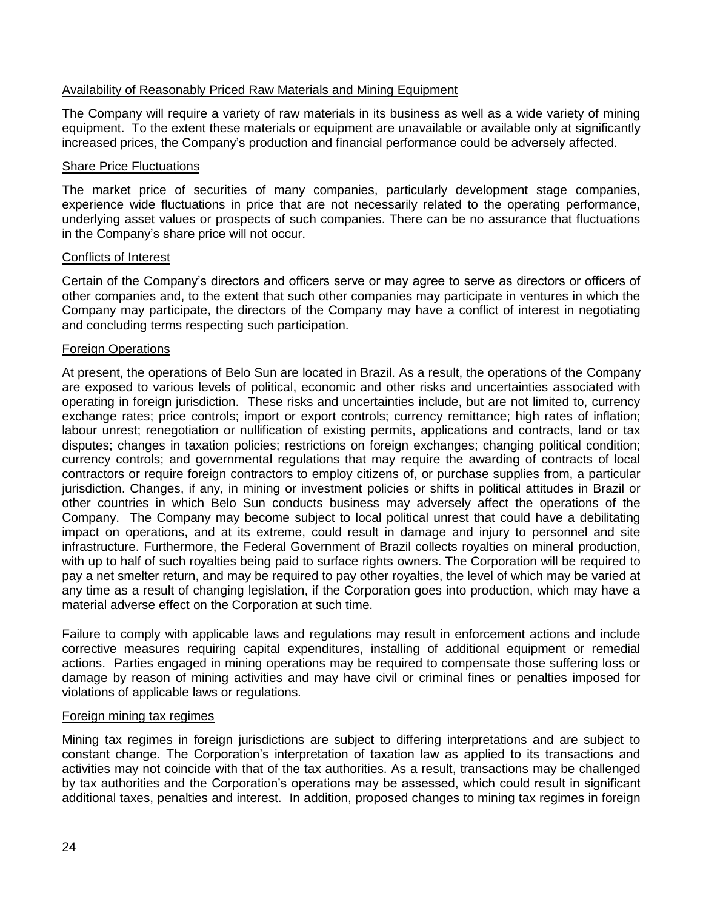## Availability of Reasonably Priced Raw Materials and Mining Equipment

The Company will require a variety of raw materials in its business as well as a wide variety of mining equipment. To the extent these materials or equipment are unavailable or available only at significantly increased prices, the Company's production and financial performance could be adversely affected.

## Share Price Fluctuations

The market price of securities of many companies, particularly development stage companies, experience wide fluctuations in price that are not necessarily related to the operating performance, underlying asset values or prospects of such companies. There can be no assurance that fluctuations in the Company's share price will not occur.

## Conflicts of Interest

Certain of the Company's directors and officers serve or may agree to serve as directors or officers of other companies and, to the extent that such other companies may participate in ventures in which the Company may participate, the directors of the Company may have a conflict of interest in negotiating and concluding terms respecting such participation.

## Foreign Operations

At present, the operations of Belo Sun are located in Brazil. As a result, the operations of the Company are exposed to various levels of political, economic and other risks and uncertainties associated with operating in foreign jurisdiction. These risks and uncertainties include, but are not limited to, currency exchange rates; price controls; import or export controls; currency remittance; high rates of inflation; labour unrest; renegotiation or nullification of existing permits, applications and contracts, land or tax disputes; changes in taxation policies; restrictions on foreign exchanges; changing political condition; currency controls; and governmental regulations that may require the awarding of contracts of local contractors or require foreign contractors to employ citizens of, or purchase supplies from, a particular jurisdiction. Changes, if any, in mining or investment policies or shifts in political attitudes in Brazil or other countries in which Belo Sun conducts business may adversely affect the operations of the Company. The Company may become subject to local political unrest that could have a debilitating impact on operations, and at its extreme, could result in damage and injury to personnel and site infrastructure. Furthermore, the Federal Government of Brazil collects royalties on mineral production, with up to half of such royalties being paid to surface rights owners. The Corporation will be required to pay a net smelter return, and may be required to pay other royalties, the level of which may be varied at any time as a result of changing legislation, if the Corporation goes into production, which may have a material adverse effect on the Corporation at such time.

Failure to comply with applicable laws and regulations may result in enforcement actions and include corrective measures requiring capital expenditures, installing of additional equipment or remedial actions. Parties engaged in mining operations may be required to compensate those suffering loss or damage by reason of mining activities and may have civil or criminal fines or penalties imposed for violations of applicable laws or regulations.

## Foreign mining tax regimes

Mining tax regimes in foreign jurisdictions are subject to differing interpretations and are subject to constant change. The Corporation's interpretation of taxation law as applied to its transactions and activities may not coincide with that of the tax authorities. As a result, transactions may be challenged by tax authorities and the Corporation's operations may be assessed, which could result in significant additional taxes, penalties and interest. In addition, proposed changes to mining tax regimes in foreign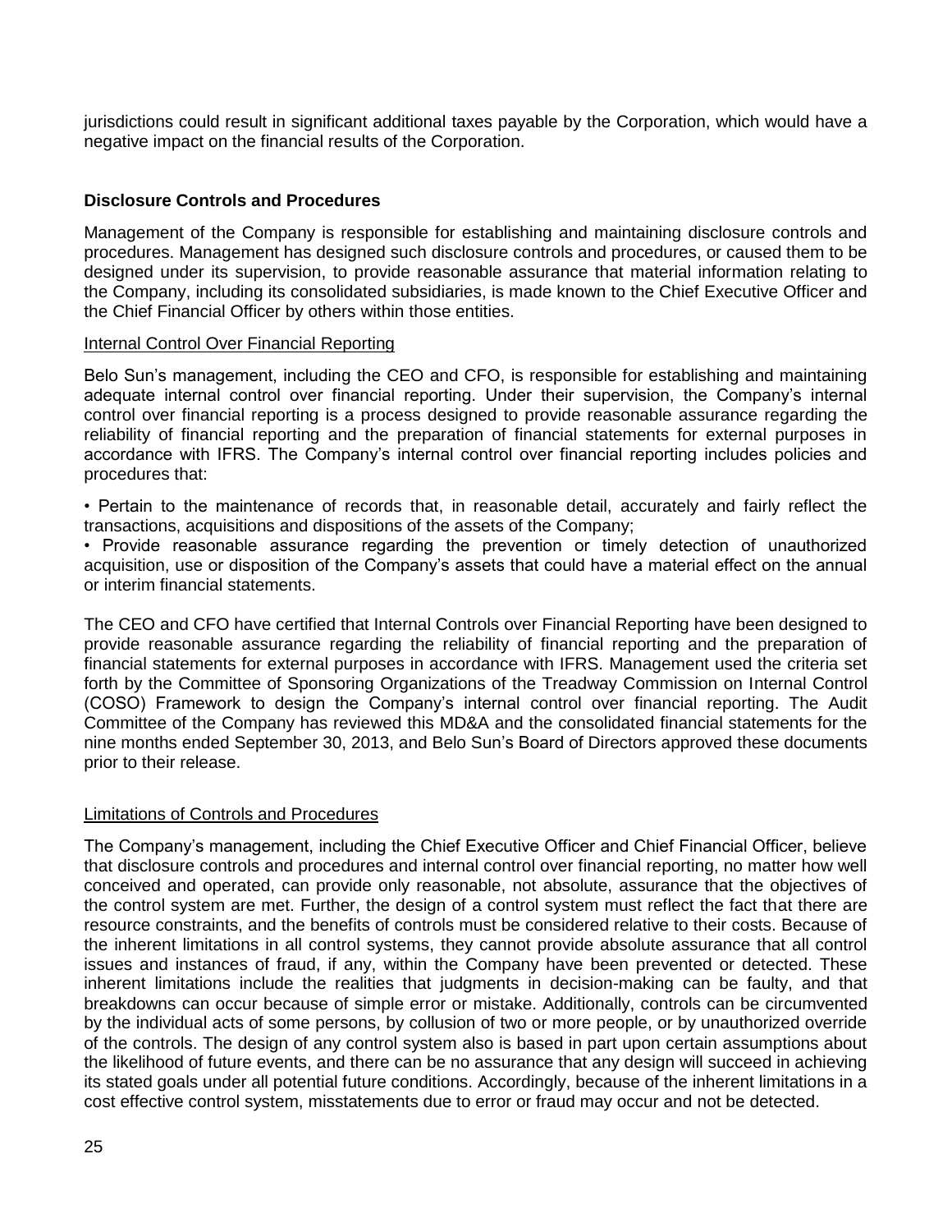jurisdictions could result in significant additional taxes payable by the Corporation, which would have a negative impact on the financial results of the Corporation.

## Disclosure Controls and Procedures

Management of the Company is responsible for establishing and maintaining disclosure controls and procedures. Management has designed such disclosure controls and procedures, or caused them to be designed under its supervision, to provide reasonable assurance that material information relating to the Company, including its consolidated subsidiaries, is made known to the Chief Executive Officer and the Chief Financial Officer by others within those entities.

### Internal Control Over Financial Reporting

Belo Sun's management, including the CEO and CFO, is responsible for establishing and maintaining adequate internal control over financial reporting. Under their supervision, the Company's internal control over financial reporting is a process designed to provide reasonable assurance regarding the reliability of financial reporting and the preparation of financial statements for external purposes in accordance with IFRS. The Company's internal control over financial reporting includes policies and procedures that:

- Pertain to the maintenance of records that, in reasonable detail, accurately and fairly reflect the transactions, acquisitions and dispositions of the assets of the Company;
- Provide reasonable assurance regarding the prevention or timely detection of unauthorized acquisition, use or disposition of the Company's assets that could have a material effect on the annual or interim financial statements.

The CEO and CFO have certified that Internal Controls over Financial Reporting have been designed to provide reasonable assurance regarding the reliability of financial reporting and the preparation of financial statements for external purposes in accordance with IFRS. Management used the criteria set forth by the Committee of Sponsoring Organizations of the Treadway Commission on Internal Control (COSO) Framework to design the Company's internal control over financial reporting. The Audit Committee of the Company has reviewed this MD&A and the consolidated financial statements for the nine months ended September 30, 2013, and Belo Sun's Board of Directors approved these documents prior to their release.

### Limitations of Controls and Procedures

The Company's management, including the Chief Executive Officer and Chief Financial Officer, believe that disclosure controls and procedures and internal control over financial reporting, no matter how well conceived and operated, can provide only reasonable, not absolute, assurance that the objectives of the control system are met. Further, the design of a control system must reflect the fact that there are resource constraints, and the benefits of controls must be considered relative to their costs. Because of the inherent limitations in all control systems, they cannot provide absolute assurance that all control issues and instances of fraud, if any, within the Company have been prevented or detected. These inherent limitations include the realities that judgments in decision-making can be faulty, and that breakdowns can occur because of simple error or mistake. Additionally, controls can be circumvented by the individual acts of some persons, by collusion of two or more people, or by unauthorized override of the controls. The design of any control system also is based in part upon certain assumptions about the likelihood of future events, and there can be no assurance that any design will succeed in achieving its stated goals under all potential future conditions. Accordingly, because of the inherent limitations in a cost effective control system, misstatements due to error or fraud may occur and not be detected.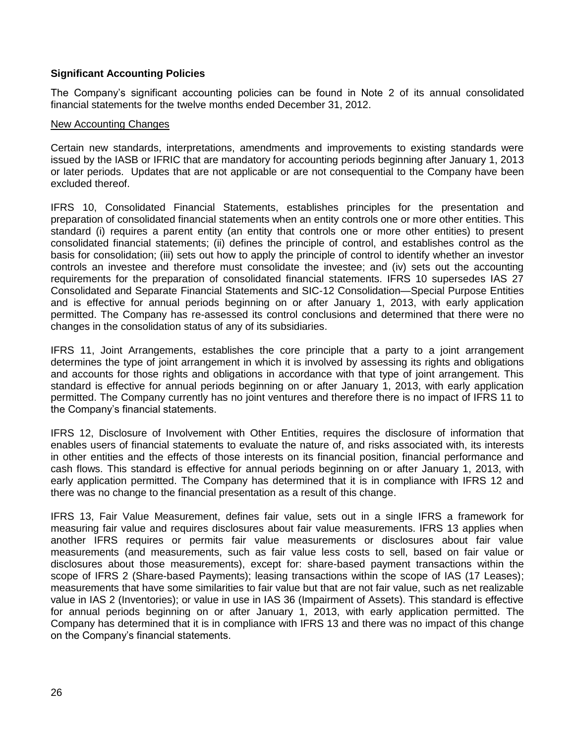**Significant Accounting Policies**

The Company's significant accounting policies can be found in Note 2 of its annual consolidated financial statements for the twelve months ended December 31, 2012.

New Accounting Changes

Certain new standards, interpretations, amendments and improvements to existing standards were issued by the IASB or IFRIC that are mandatory for accounting periods beginning after January 1, 2013 or later periods. Updates that are not applicable or are not consequential to the Company have been excluded thereof.

IFRS 10, Consolidated Financial Statements, establishes principles for the presentation and preparation of consolidated financial statements when an entity controls one or more other entities. This standard (i) requires a parent entity (an entity that controls one or more other entities) to present consolidated financial statements; (ii) defines the principle of control, and establishes control as the basis for consolidation; (iii) sets out how to apply the principle of control to identify whether an investor controls an investee and therefore must consolidate the investee; and (iv) sets out the accounting requirements for the preparation of consolidated financial statements. IFRS 10 supersedes IAS 27 Consolidated and Separate Financial Statements and SIC-12 Consolidation—Special Purpose Entities and is effective for annual periods beginning on or after January 1, 2013, with early application permitted. The Company has re-assessed its control conclusions and determined that there were no changes in the consolidation status of any of its subsidiaries.

IFRS 11, Joint Arrangements, establishes the core principle that a party to a joint arrangement determines the type of joint arrangement in which it is involved by assessing its rights and obligations and accounts for those rights and obligations in accordance with that type of joint arrangement. This standard is effective for annual periods beginning on or after January 1, 2013, with early application permitted. The Company currently has no joint ventures and therefore there is no impact of IFRS 11 to the Company's financial statements.

IFRS 12, Disclosure of Involvement with Other Entities, requires the disclosure of information that enables users of financial statements to evaluate the nature of, and risks associated with, its interests in other entities and the effects of those interests on its financial position, financial performance and cash flows. This standard is effective for annual periods beginning on or after January 1, 2013, with early application permitted. The Company has determined that it is in compliance with IFRS 12 and there was no change to the financial presentation as a result of this change.

IFRS 13, Fair Value Measurement, defines fair value, sets out in a single IFRS a framework for measuring fair value and requires disclosures about fair value measurements. IFRS 13 applies when another IFRS requires or permits fair value measurements or disclosures about fair value measurements (and measurements, such as fair value less costs to sell, based on fair value or disclosures about those measurements), except for: share-based payment transactions within the scope of IFRS 2 (Share-based Payments); leasing transactions within the scope of IAS (17 Leases); measurements that have some similarities to fair value but that are not fair value, such as net realizable value in IAS 2 (Inventories); or value in use in IAS 36 (Impairment of Assets). This standard is effective for annual periods beginning on or after January 1, 2013, with early application permitted. The Company has determined that it is in compliance with IFRS 13 and there was no impact of this change on the Company's financial statements.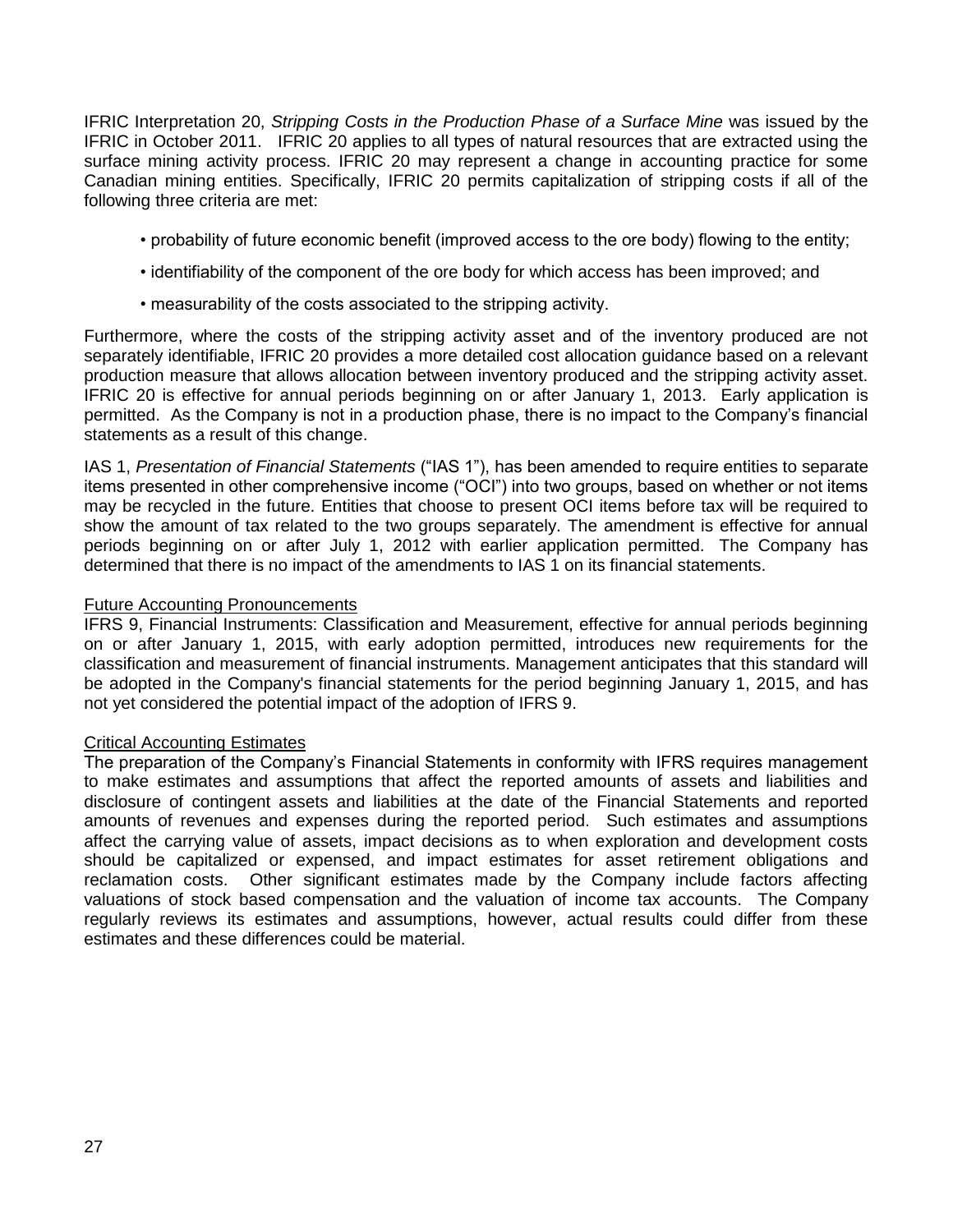IFRIC Interpretation 20, *Stripping Costs in the Production Phase of a Surface Mine* was issued by the IFRIC in October 2011. IFRIC 20 applies to all types of natural resources that are extracted using the surface mining activity process. IFRIC 20 may represent a change in accounting practice for some Canadian mining entities. Specifically, IFRIC 20 permits capitalization of stripping costs if all of the following three criteria are met:

- probability of future economic benefit (improved access to the ore body) flowing to the entity;
- identifiability of the component of the ore body for which access has been improved; and
- measurability of the costs associated to the stripping activity.

Furthermore, where the costs of the stripping activity asset and of the inventory produced are not separately identifiable, IFRIC 20 provides a more detailed cost allocation guidance based on a relevant production measure that allows allocation between inventory produced and the stripping activity asset. IFRIC 20 is effective for annual periods beginning on or after January 1, 2013. Early application is permitted. As the Company is not in a production phase, there is no impact to the Company's financial statements as a result of this change.

IAS 1, *Presentation of Financial Statements* ("IAS 1"), has been amended to require entities to separate items presented in other comprehensive income ("OCI") into two groups, based on whether or not items may be recycled in the future. Entities that choose to present OCI items before tax will be required to show the amount of tax related to the two groups separately. The amendment is effective for annual periods beginning on or after July 1, 2012 with earlier application permitted. The Company has determined that there is no impact of the amendments to IAS 1 on its financial statements.

<u>Future Accounting Pronouncements</u>

IFRS 9, Financial Instruments: Classification and Measurement, effective for annual periods beginning on or after January 1, 2015, with early adoption permitted, introduces new requirements for the classification and measurement of financial instruments. Management anticipates that this standard will be adopted in the Company's financial statements for the period beginning January 1, 2015, and has not yet considered the potential impact of the adoption of IFRS 9.

<u>Critical Accounting Estimates</u>

The preparation of the Company's Financial Statements in conformity with IFRS requires management to make estimates and assumptions that affect the reported amounts of assets and liabilities and disclosure of contingent assets and liabilities at the date of the Financial Statements and reported amounts of revenues and expenses during the reported period. Such estimates and assumptions affect the carrying value of assets, impact decisions as to when exploration and development costs should be capitalized or expensed, and impact estimates for asset retirement obligations and reclamation costs. Other significant estimates made by the Company include factors affecting valuations of stock based compensation and the valuation of income tax accounts. The Company regularly reviews its estimates and assumptions, however, actual results could differ from these estimates and these differences could be material.